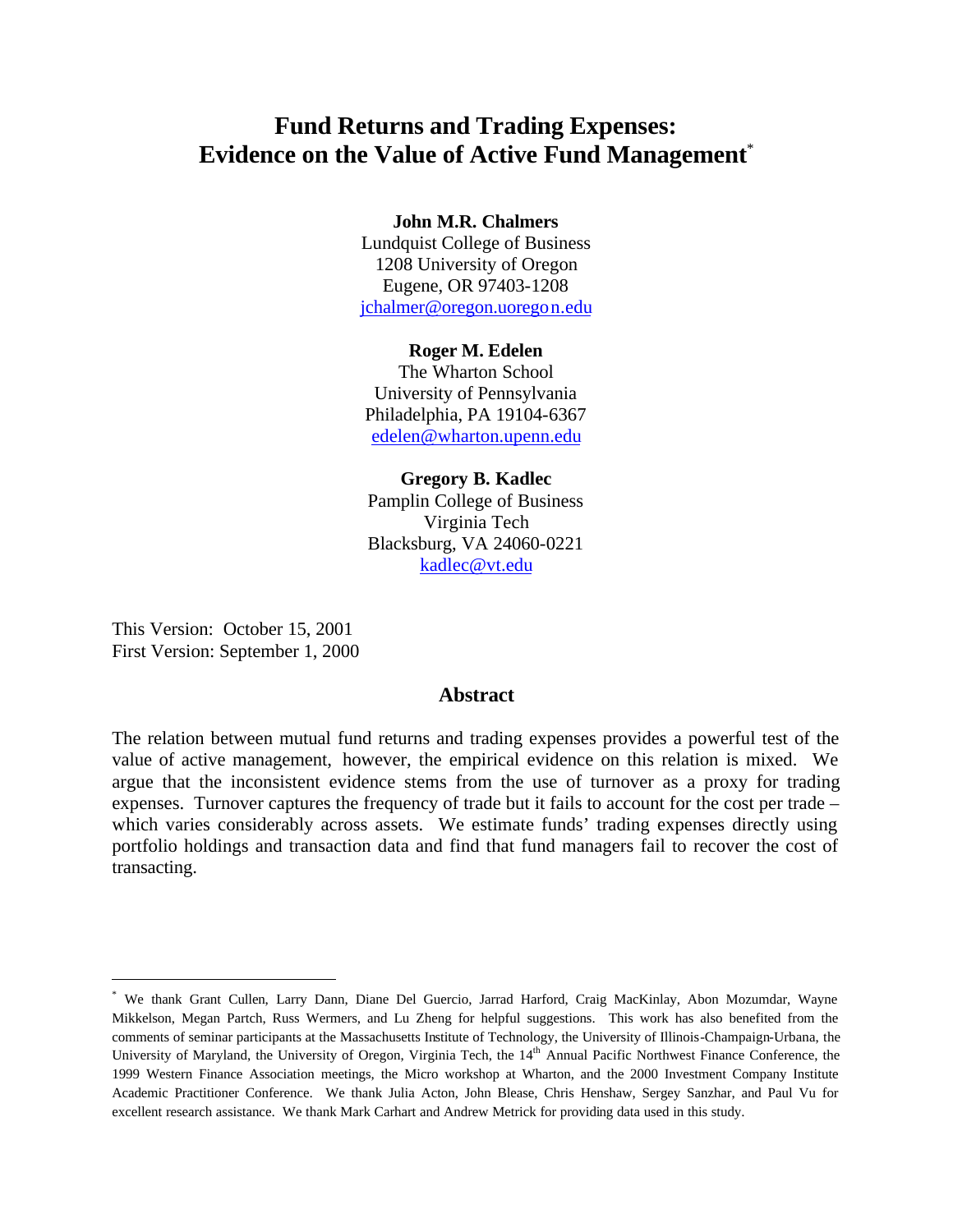# Fund Returns and Trading Expenses: Evidence on the Value of Active Fund Management[*]

**John M.R. Chalmers**
Lundquist College of Business
1208 University of Oregon
Eugene, OR 97403-1208
jchalmer@oregon.uoregon.edu

**Roger M. Edelen**
The Wharton School
University of Pennsylvania
Philadelphia, PA 19104-6367
edelen@wharton.upenn.edu

**Gregory B. Kadlec**
Pamplin College of Business
Virginia Tech
Blacksburg, VA 24060-0221
kadlec@vt.edu

This Version: October 15, 2001
First Version: September 1, 2000

## Abstract

The relation between mutual fund returns and trading expenses provides a powerful test of the value of active management, however, the empirical evidence on this relation is mixed. We argue that the inconsistent evidence stems from the use of turnover as a proxy for trading expenses. Turnover captures the frequency of trade but it fails to account for the cost per trade – which varies considerably across assets. We estimate funds' trading expenses directly using portfolio holdings and transaction data and find that fund managers fail to recover the cost of transacting.

---

[*] We thank Grant Cullen, Larry Dann, Diane Del Guercio, Jarrad Harford, Craig MacKinlay, Abon Mozumdar, Wayne Mikkelson, Megan Partch, Russ Wermers, and Lu Zheng for helpful suggestions. This work has also benefited from the comments of seminar participants at the Massachusetts Institute of Technology, the University of Illinois-Champaign-Urbana, the University of Maryland, the University of Oregon, Virginia Tech, the 14th Annual Pacific Northwest Finance Conference, the 1999 Western Finance Association meetings, the Micro workshop at Wharton, and the 2000 Investment Company Institute Academic Practitioner Conference. We thank Julia Acton, John Blease, Chris Henshaw, Sergey Sanzhar, and Paul Vu for excellent research assistance. We thank Mark Carhart and Andrew Metrick for providing data used in this study.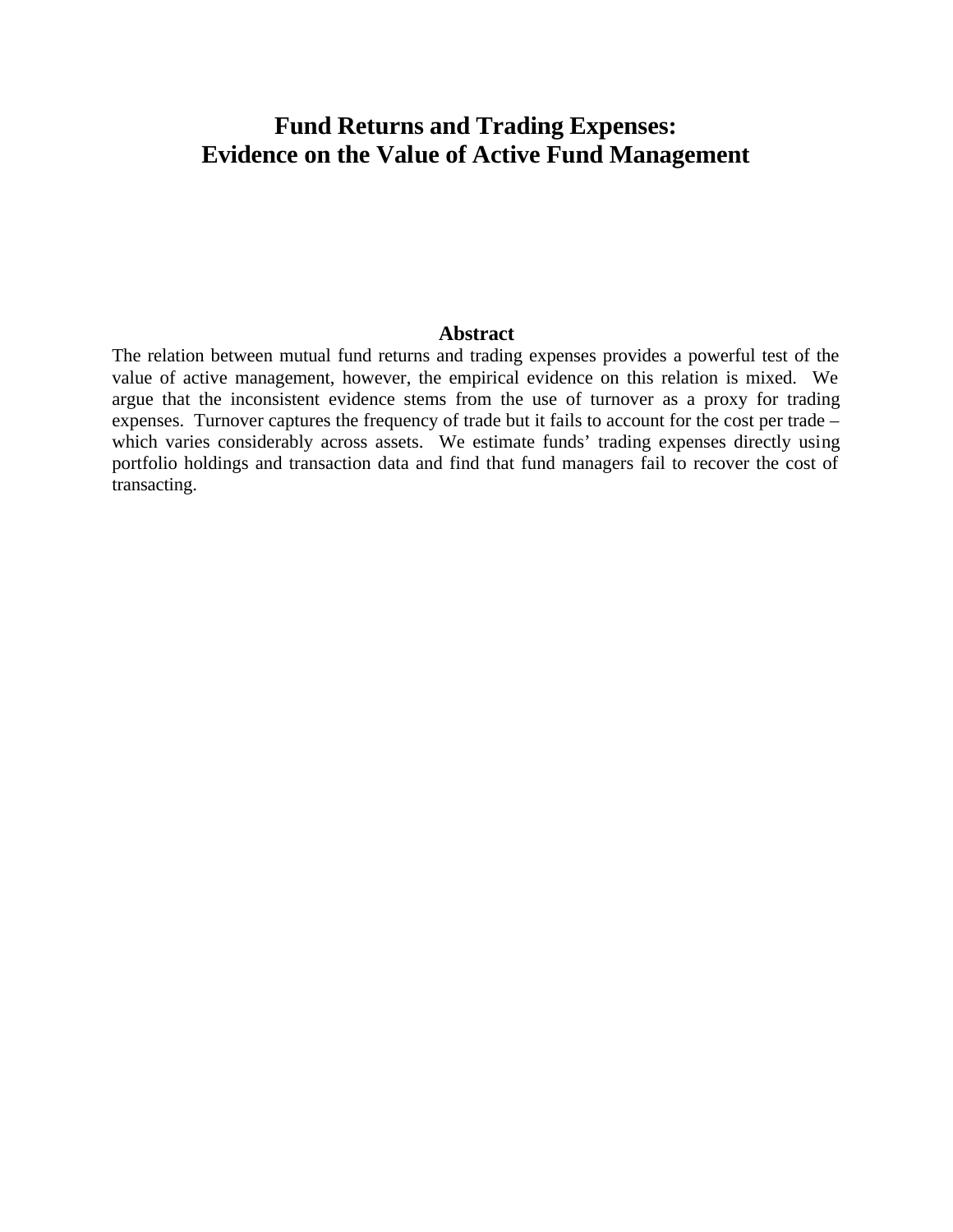# Fund Returns and Trading Expenses: Evidence on the Value of Active Fund Management

## Abstract

The relation between mutual fund returns and trading expenses provides a powerful test of the value of active management, however, the empirical evidence on this relation is mixed. We argue that the inconsistent evidence stems from the use of turnover as a proxy for trading expenses. Turnover captures the frequency of trade but it fails to account for the cost per trade – which varies considerably across assets. We estimate funds' trading expenses directly using portfolio holdings and transaction data and find that fund managers fail to recover the cost of transacting.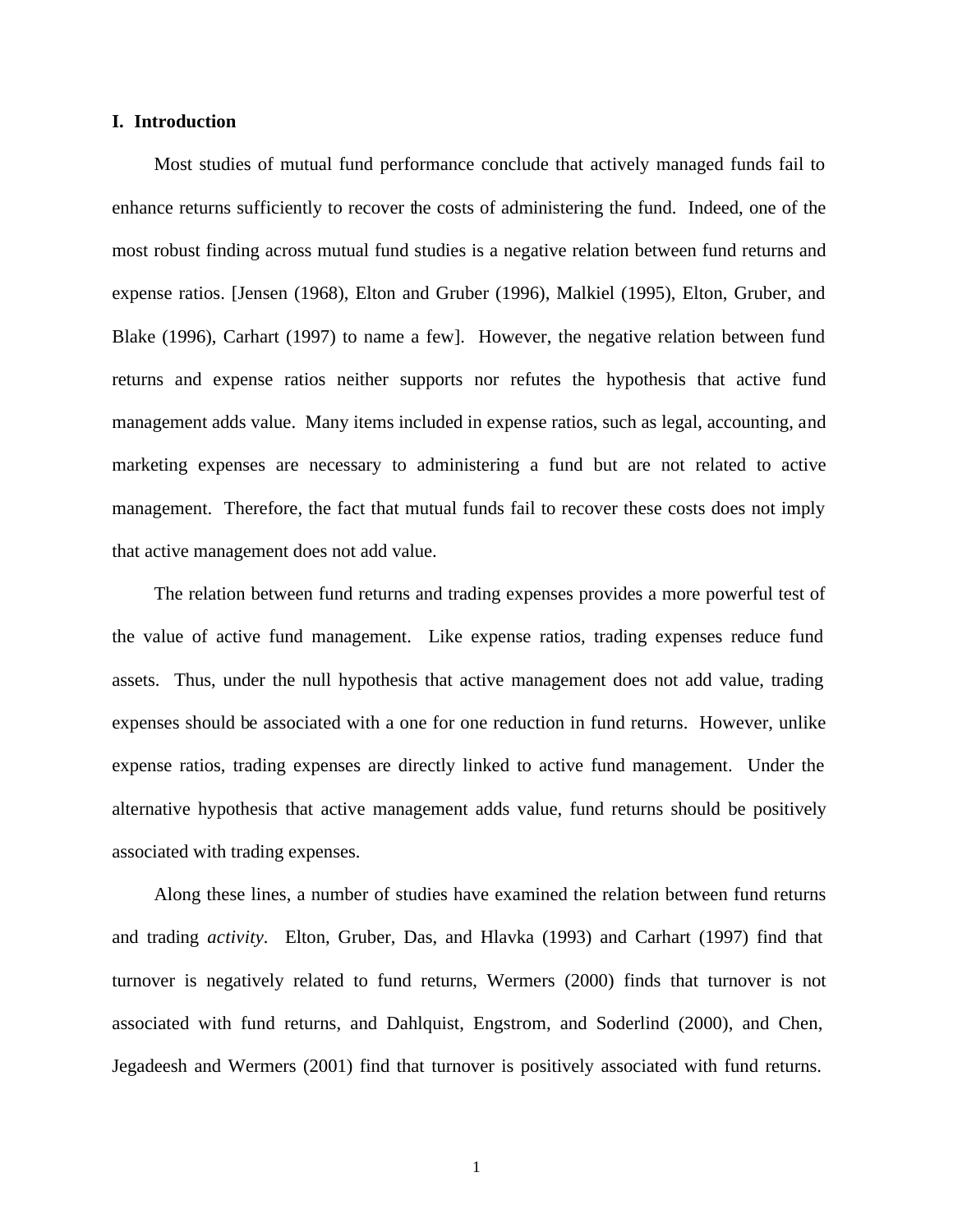## I. Introduction

Most studies of mutual fund performance conclude that actively managed funds fail to enhance returns sufficiently to recover the costs of administering the fund. Indeed, one of the most robust finding across mutual fund studies is a negative relation between fund returns and expense ratios. [Jensen (1968), Elton and Gruber (1996), Malkiel (1995), Elton, Gruber, and Blake (1996), Carhart (1997) to name a few]. However, the negative relation between fund returns and expense ratios neither supports nor refutes the hypothesis that active fund management adds value. Many items included in expense ratios, such as legal, accounting, and marketing expenses are necessary to administering a fund but are not related to active management. Therefore, the fact that mutual funds fail to recover these costs does not imply that active management does not add value.

The relation between fund returns and trading expenses provides a more powerful test of the value of active fund management. Like expense ratios, trading expenses reduce fund assets. Thus, under the null hypothesis that active management does not add value, trading expenses should be associated with a one for one reduction in fund returns. However, unlike expense ratios, trading expenses are directly linked to active fund management. Under the alternative hypothesis that active management adds value, fund returns should be positively associated with trading expenses.

Along these lines, a number of studies have examined the relation between fund returns and trading *activity*. Elton, Gruber, Das, and Hlavka (1993) and Carhart (1997) find that turnover is negatively related to fund returns, Wermers (2000) finds that turnover is not associated with fund returns, and Dahlquist, Engstrom, and Soderlind (2000), and Chen, Jegadeesh and Wermers (2001) find that turnover is positively associated with fund returns.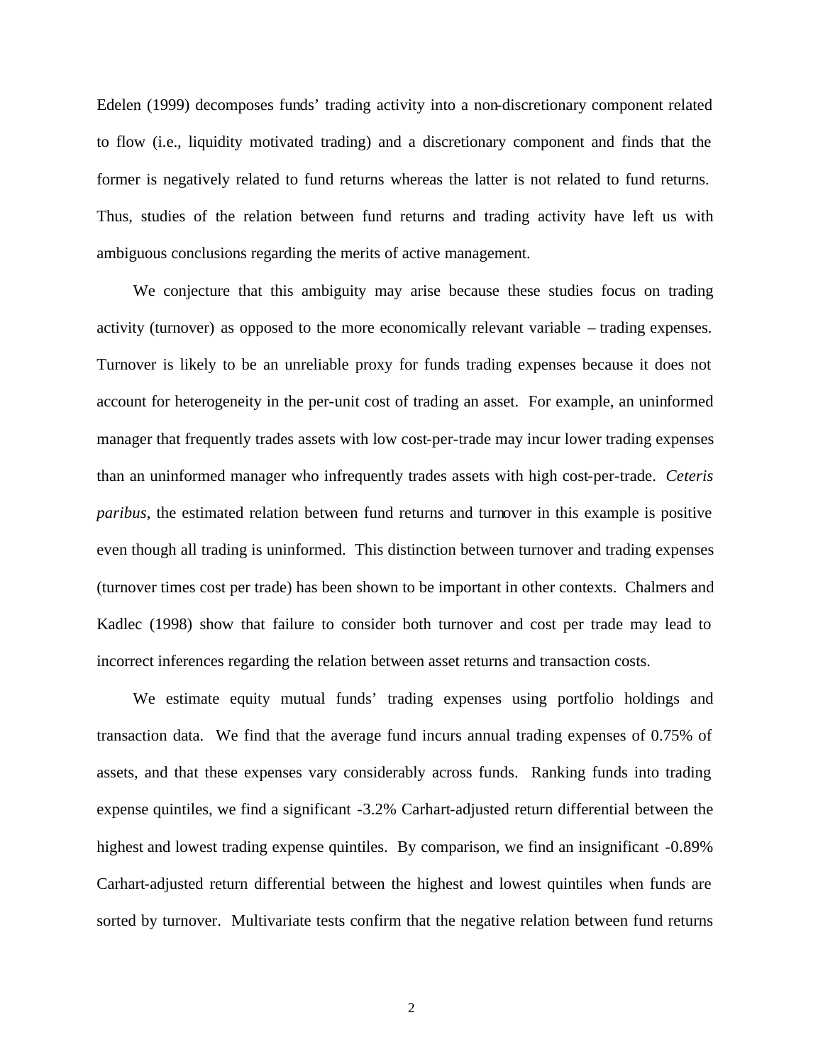Edelen (1999) decomposes funds' trading activity into a non-discretionary component related to flow (i.e., liquidity motivated trading) and a discretionary component and finds that the former is negatively related to fund returns whereas the latter is not related to fund returns. Thus, studies of the relation between fund returns and trading activity have left us with ambiguous conclusions regarding the merits of active management.

We conjecture that this ambiguity may arise because these studies focus on trading activity (turnover) as opposed to the more economically relevant variable – trading expenses. Turnover is likely to be an unreliable proxy for funds trading expenses because it does not account for heterogeneity in the per-unit cost of trading an asset. For example, an uninformed manager that frequently trades assets with low cost-per-trade may incur lower trading expenses than an uninformed manager who infrequently trades assets with high cost-per-trade. *Ceteris paribus*, the estimated relation between fund returns and turnover in this example is positive even though all trading is uninformed. This distinction between turnover and trading expenses (turnover times cost per trade) has been shown to be important in other contexts. Chalmers and Kadlec (1998) show that failure to consider both turnover and cost per trade may lead to incorrect inferences regarding the relation between asset returns and transaction costs.

We estimate equity mutual funds' trading expenses using portfolio holdings and transaction data. We find that the average fund incurs annual trading expenses of 0.75% of assets, and that these expenses vary considerably across funds. Ranking funds into trading expense quintiles, we find a significant -3.2% Carhart-adjusted return differential between the highest and lowest trading expense quintiles. By comparison, we find an insignificant -0.89% Carhart-adjusted return differential between the highest and lowest quintiles when funds are sorted by turnover. Multivariate tests confirm that the negative relation between fund returns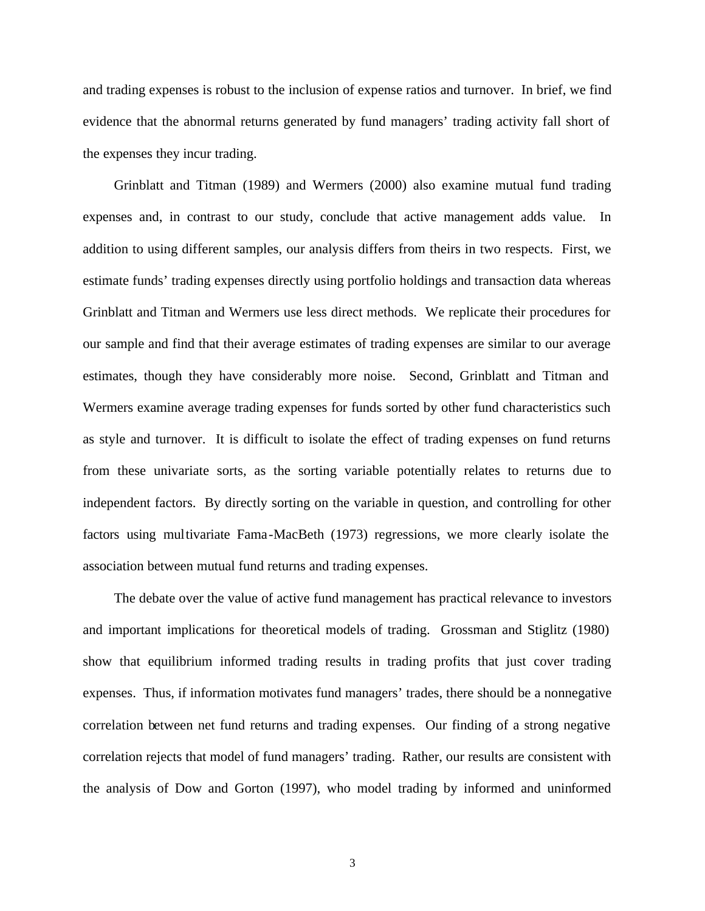and trading expenses is robust to the inclusion of expense ratios and turnover. In brief, we find evidence that the abnormal returns generated by fund managers' trading activity fall short of the expenses they incur trading.

Grinblatt and Titman (1989) and Wermers (2000) also examine mutual fund trading expenses and, in contrast to our study, conclude that active management adds value. In addition to using different samples, our analysis differs from theirs in two respects. First, we estimate funds' trading expenses directly using portfolio holdings and transaction data whereas Grinblatt and Titman and Wermers use less direct methods. We replicate their procedures for our sample and find that their average estimates of trading expenses are similar to our average estimates, though they have considerably more noise. Second, Grinblatt and Titman and Wermers examine average trading expenses for funds sorted by other fund characteristics such as style and turnover. It is difficult to isolate the effect of trading expenses on fund returns from these univariate sorts, as the sorting variable potentially relates to returns due to independent factors. By directly sorting on the variable in question, and controlling for other factors using multivariate Fama-MacBeth (1973) regressions, we more clearly isolate the association between mutual fund returns and trading expenses.

The debate over the value of active fund management has practical relevance to investors and important implications for theoretical models of trading. Grossman and Stiglitz (1980) show that equilibrium informed trading results in trading profits that just cover trading expenses. Thus, if information motivates fund managers' trades, there should be a nonnegative correlation between net fund returns and trading expenses. Our finding of a strong negative correlation rejects that model of fund managers' trading. Rather, our results are consistent with the analysis of Dow and Gorton (1997), who model trading by informed and uninformed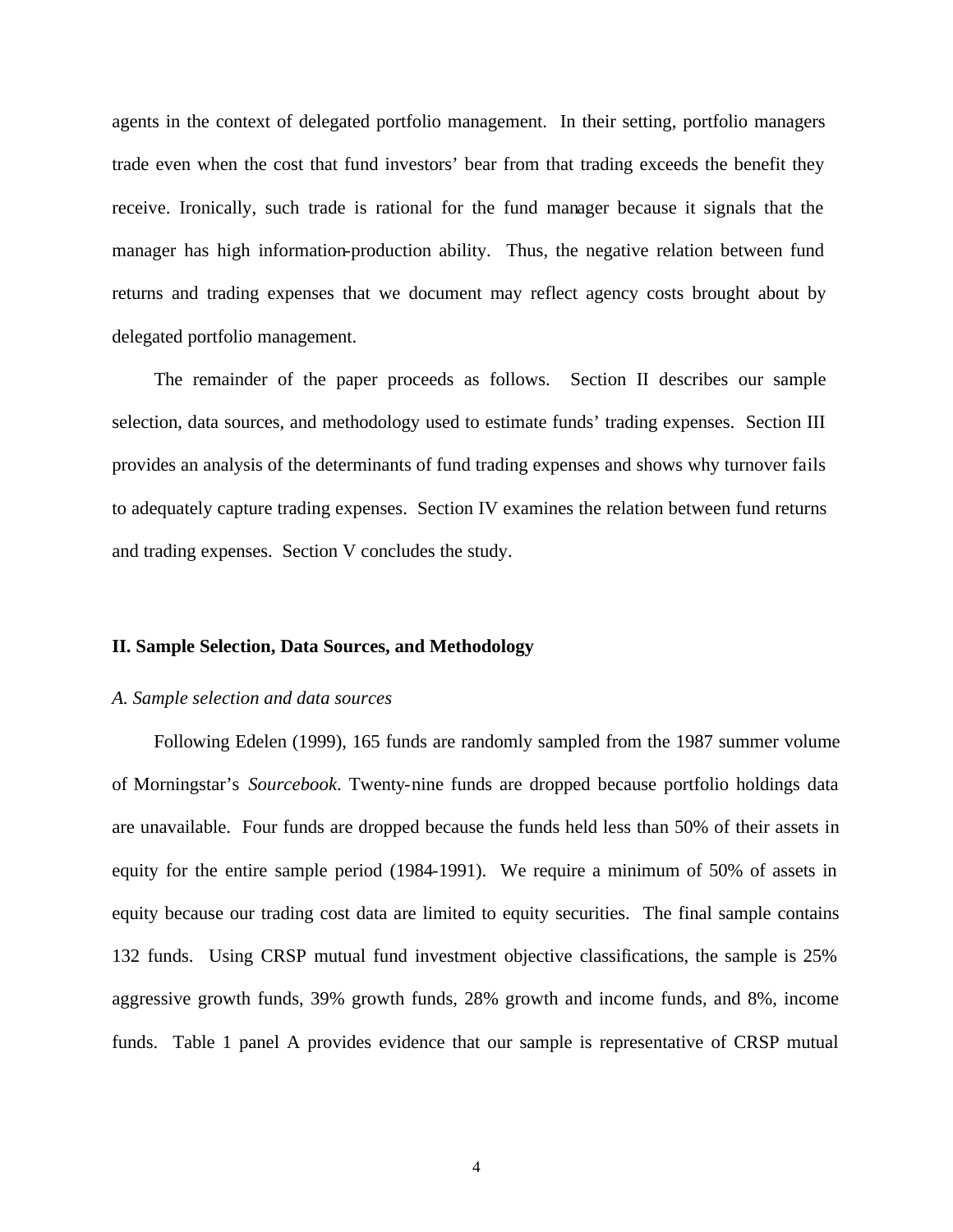agents in the context of delegated portfolio management. In their setting, portfolio managers trade even when the cost that fund investors' bear from that trading exceeds the benefit they receive. Ironically, such trade is rational for the fund manager because it signals that the manager has high information-production ability. Thus, the negative relation between fund returns and trading expenses that we document may reflect agency costs brought about by delegated portfolio management.

The remainder of the paper proceeds as follows. Section II describes our sample selection, data sources, and methodology used to estimate funds' trading expenses. Section III provides an analysis of the determinants of fund trading expenses and shows why turnover fails to adequately capture trading expenses. Section IV examines the relation between fund returns and trading expenses. Section V concludes the study.

## II. Sample Selection, Data Sources, and Methodology

### *A. Sample selection and data sources*

Following Edelen (1999), 165 funds are randomly sampled from the 1987 summer volume of Morningstar's *Sourcebook*. Twenty-nine funds are dropped because portfolio holdings data are unavailable. Four funds are dropped because the funds held less than 50% of their assets in equity for the entire sample period (1984-1991). We require a minimum of 50% of assets in equity because our trading cost data are limited to equity securities. The final sample contains 132 funds. Using CRSP mutual fund investment objective classifications, the sample is 25% aggressive growth funds, 39% growth funds, 28% growth and income funds, and 8%, income funds. Table 1 panel A provides evidence that our sample is representative of CRSP mutual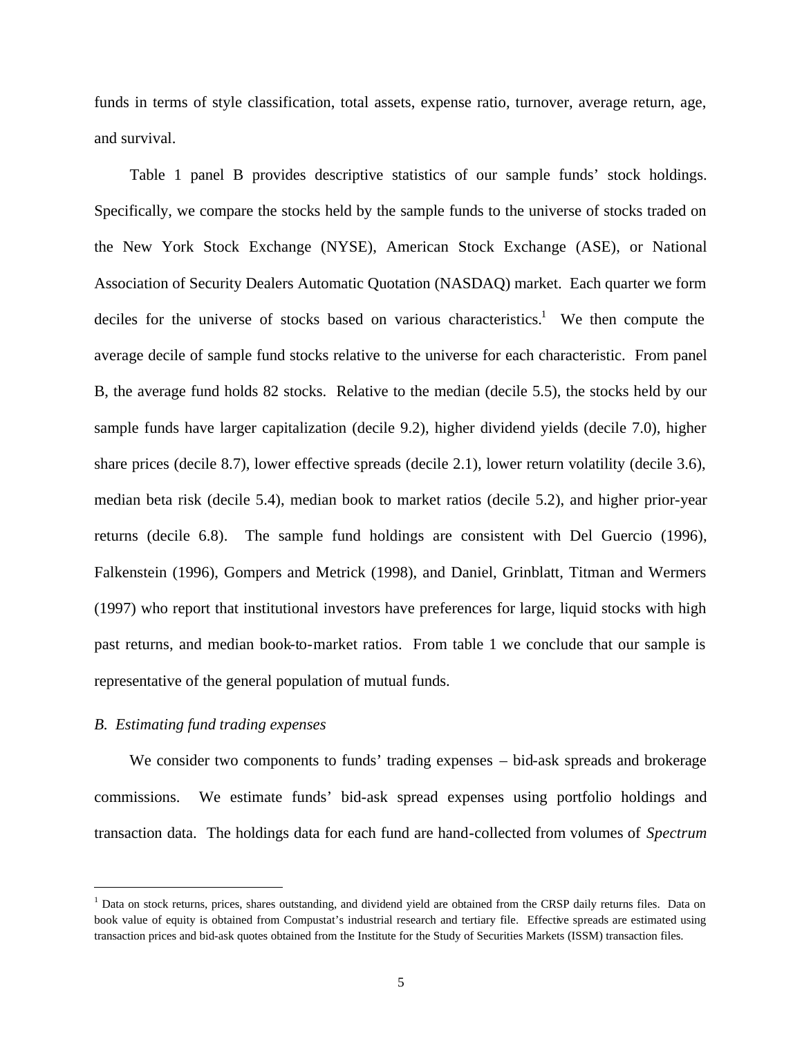funds in terms of style classification, total assets, expense ratio, turnover, average return, age, and survival.

Table 1 panel B provides descriptive statistics of our sample funds' stock holdings. Specifically, we compare the stocks held by the sample funds to the universe of stocks traded on the New York Stock Exchange (NYSE), American Stock Exchange (ASE), or National Association of Security Dealers Automatic Quotation (NASDAQ) market. Each quarter we form deciles for the universe of stocks based on various characteristics.[1] We then compute the average decile of sample fund stocks relative to the universe for each characteristic. From panel B, the average fund holds 82 stocks. Relative to the median (decile 5.5), the stocks held by our sample funds have larger capitalization (decile 9.2), higher dividend yields (decile 7.0), higher share prices (decile 8.7), lower effective spreads (decile 2.1), lower return volatility (decile 3.6), median beta risk (decile 5.4), median book to market ratios (decile 5.2), and higher prior-year returns (decile 6.8). The sample fund holdings are consistent with Del Guercio (1996), Falkenstein (1996), Gompers and Metrick (1998), and Daniel, Grinblatt, Titman and Wermers (1997) who report that institutional investors have preferences for large, liquid stocks with high past returns, and median book-to-market ratios. From table 1 we conclude that our sample is representative of the general population of mutual funds.

### *B. Estimating fund trading expenses*

We consider two components to funds' trading expenses – bid-ask spreads and brokerage commissions. We estimate funds' bid-ask spread expenses using portfolio holdings and transaction data. The holdings data for each fund are hand-collected from volumes of *Spectrum*

[1] Data on stock returns, prices, shares outstanding, and dividend yield are obtained from the CRSP daily returns files. Data on book value of equity is obtained from Compustat's industrial research and tertiary file. Effective spreads are estimated using transaction prices and bid-ask quotes obtained from the Institute for the Study of Securities Markets (ISSM) transaction files.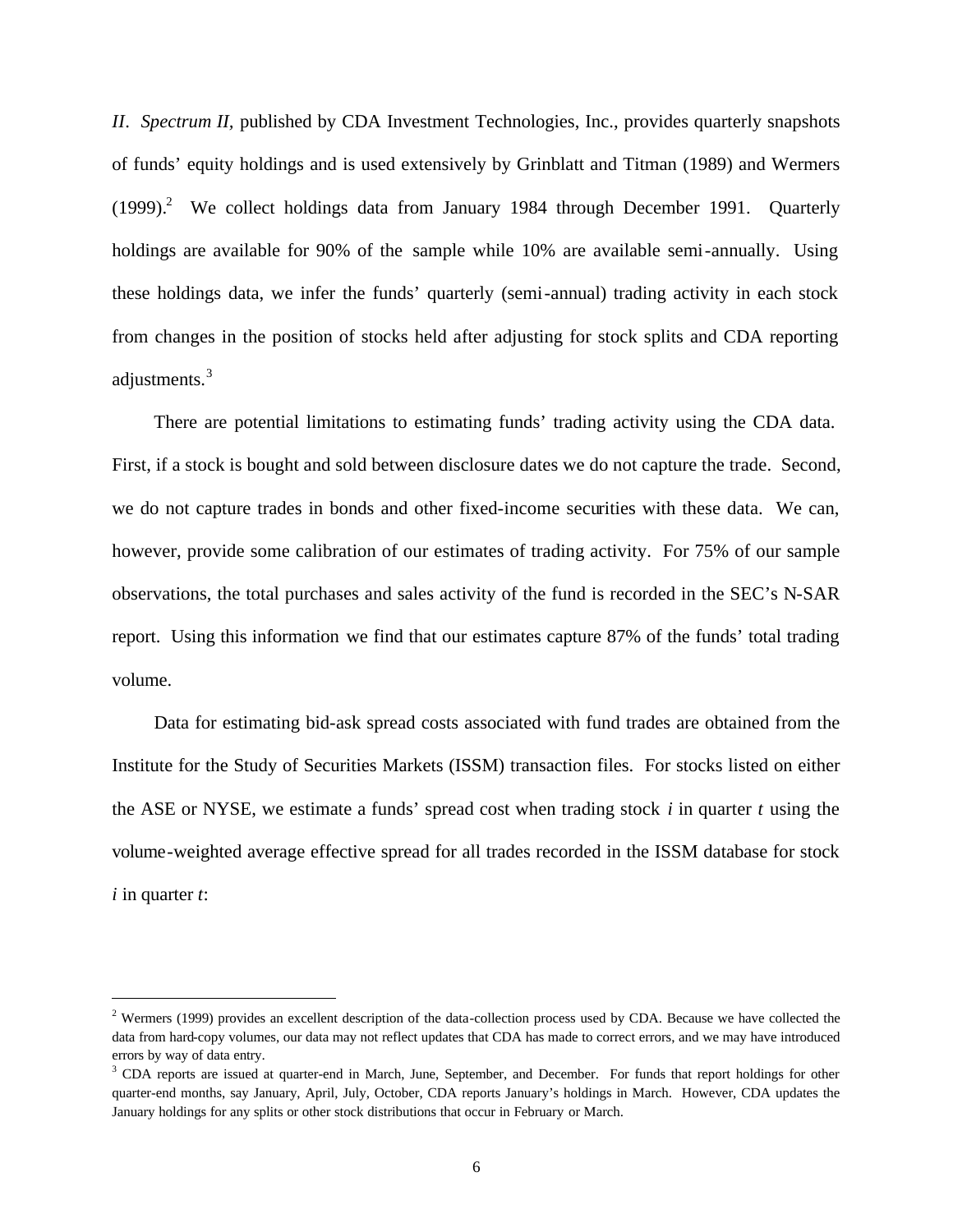*II*. *Spectrum II*, published by CDA Investment Technologies, Inc., provides quarterly snapshots of funds' equity holdings and is used extensively by Grinblatt and Titman (1989) and Wermers (1999).[2] We collect holdings data from January 1984 through December 1991. Quarterly holdings are available for 90% of the sample while 10% are available semi-annually. Using these holdings data, we infer the funds' quarterly (semi-annual) trading activity in each stock from changes in the position of stocks held after adjusting for stock splits and CDA reporting adjustments.[3]

There are potential limitations to estimating funds' trading activity using the CDA data. First, if a stock is bought and sold between disclosure dates we do not capture the trade. Second, we do not capture trades in bonds and other fixed-income securities with these data. We can, however, provide some calibration of our estimates of trading activity. For 75% of our sample observations, the total purchases and sales activity of the fund is recorded in the SEC's N-SAR report. Using this information we find that our estimates capture 87% of the funds' total trading volume.

Data for estimating bid-ask spread costs associated with fund trades are obtained from the Institute for the Study of Securities Markets (ISSM) transaction files. For stocks listed on either the ASE or NYSE, we estimate a funds' spread cost when trading stock $i$ in quarter $t$ using the volume-weighted average effective spread for all trades recorded in the ISSM database for stock $i$ in quarter $t$:

---

[2] Wermers (1999) provides an excellent description of the data-collection process used by CDA. Because we have collected the data from hard-copy volumes, our data may not reflect updates that CDA has made to correct errors, and we may have introduced errors by way of data entry.

[3] CDA reports are issued at quarter-end in March, June, September, and December. For funds that report holdings for other quarter-end months, say January, April, July, October, CDA reports January's holdings in March. However, CDA updates the January holdings for any splits or other stock distributions that occur in February or March.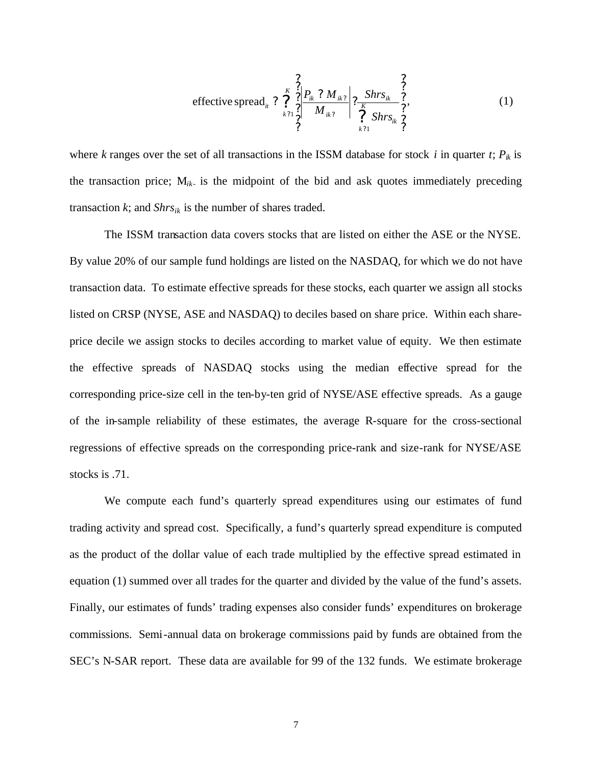$$\text{effective spread}_{it} = \sum_{k=1}^{K} \left\{ \left| \frac{P_{ik} - M_{ik-}}{M_{ik-}} \right| \times \frac{Shrs_{ik}}{\sum_{k=1}^{K} Shrs_{ik}} \right\}, \tag{1}$$

where $k$ ranges over the set of all transactions in the ISSM database for stock $i$ in quarter $t$; $P_{ik}$ is the transaction price; $M_{ik-}$ is the midpoint of the bid and ask quotes immediately preceding transaction $k$; and $Shrs_{ik}$ is the number of shares traded.

The ISSM transaction data covers stocks that are listed on either the ASE or the NYSE. By value 20% of our sample fund holdings are listed on the NASDAQ, for which we do not have transaction data. To estimate effective spreads for these stocks, each quarter we assign all stocks listed on CRSP (NYSE, ASE and NASDAQ) to deciles based on share price. Within each share-price decile we assign stocks to deciles according to market value of equity. We then estimate the effective spreads of NASDAQ stocks using the median effective spread for the corresponding price-size cell in the ten-by-ten grid of NYSE/ASE effective spreads. As a gauge of the in-sample reliability of these estimates, the average R-square for the cross-sectional regressions of effective spreads on the corresponding price-rank and size-rank for NYSE/ASE stocks is .71.

We compute each fund's quarterly spread expenditures using our estimates of fund trading activity and spread cost. Specifically, a fund's quarterly spread expenditure is computed as the product of the dollar value of each trade multiplied by the effective spread estimated in equation (1) summed over all trades for the quarter and divided by the value of the fund's assets. Finally, our estimates of funds' trading expenses also consider funds' expenditures on brokerage commissions. Semi-annual data on brokerage commissions paid by funds are obtained from the SEC's N-SAR report. These data are available for 99 of the 132 funds. We estimate brokerage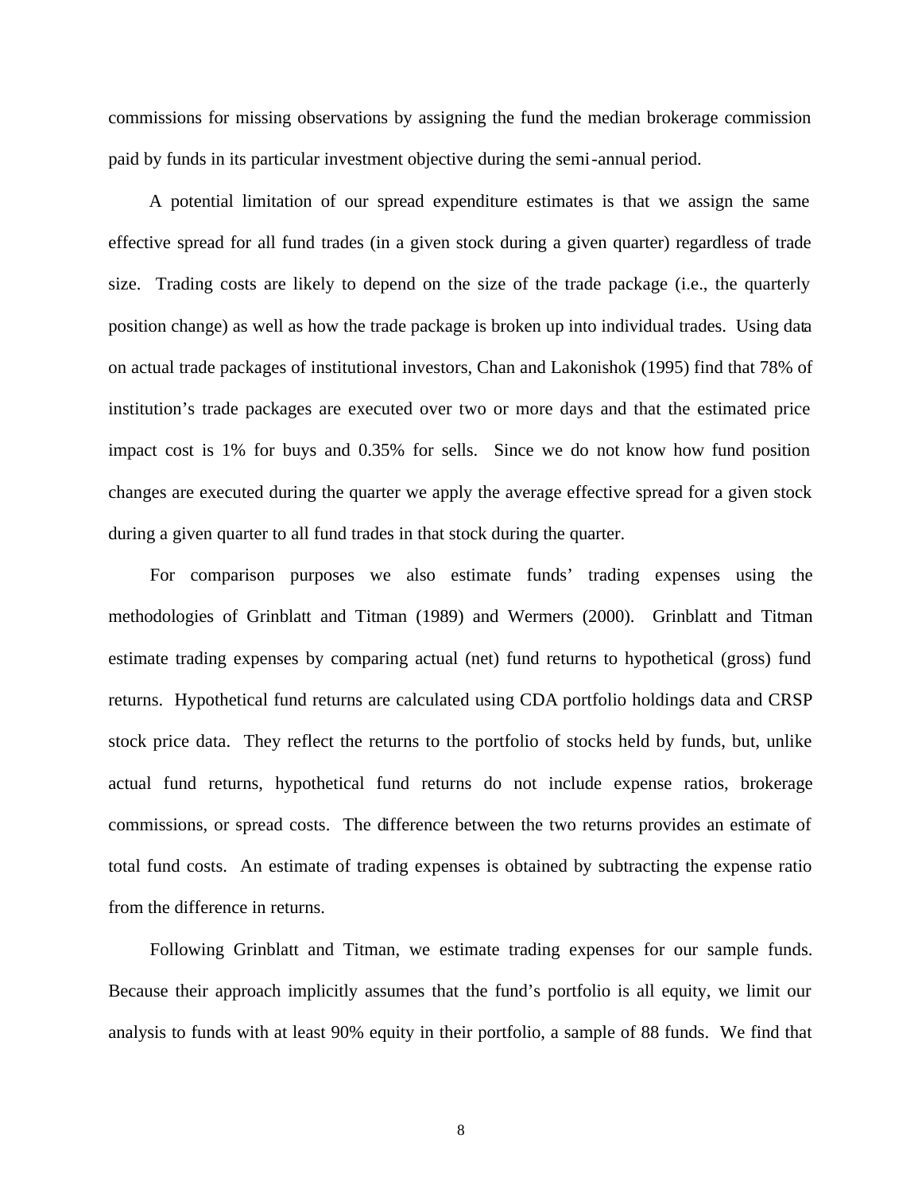commissions for missing observations by assigning the fund the median brokerage commission paid by funds in its particular investment objective during the semi-annual period.

A potential limitation of our spread expenditure estimates is that we assign the same effective spread for all fund trades (in a given stock during a given quarter) regardless of trade size. Trading costs are likely to depend on the size of the trade package (i.e., the quarterly position change) as well as how the trade package is broken up into individual trades. Using data on actual trade packages of institutional investors, Chan and Lakonishok (1995) find that 78% of institution's trade packages are executed over two or more days and that the estimated price impact cost is 1% for buys and 0.35% for sells. Since we do not know how fund position changes are executed during the quarter we apply the average effective spread for a given stock during a given quarter to all fund trades in that stock during the quarter.

For comparison purposes we also estimate funds' trading expenses using the methodologies of Grinblatt and Titman (1989) and Wermers (2000). Grinblatt and Titman estimate trading expenses by comparing actual (net) fund returns to hypothetical (gross) fund returns. Hypothetical fund returns are calculated using CDA portfolio holdings data and CRSP stock price data. They reflect the returns to the portfolio of stocks held by funds, but, unlike actual fund returns, hypothetical fund returns do not include expense ratios, brokerage commissions, or spread costs. The difference between the two returns provides an estimate of total fund costs. An estimate of trading expenses is obtained by subtracting the expense ratio from the difference in returns.

Following Grinblatt and Titman, we estimate trading expenses for our sample funds. Because their approach implicitly assumes that the fund's portfolio is all equity, we limit our analysis to funds with at least 90% equity in their portfolio, a sample of 88 funds. We find that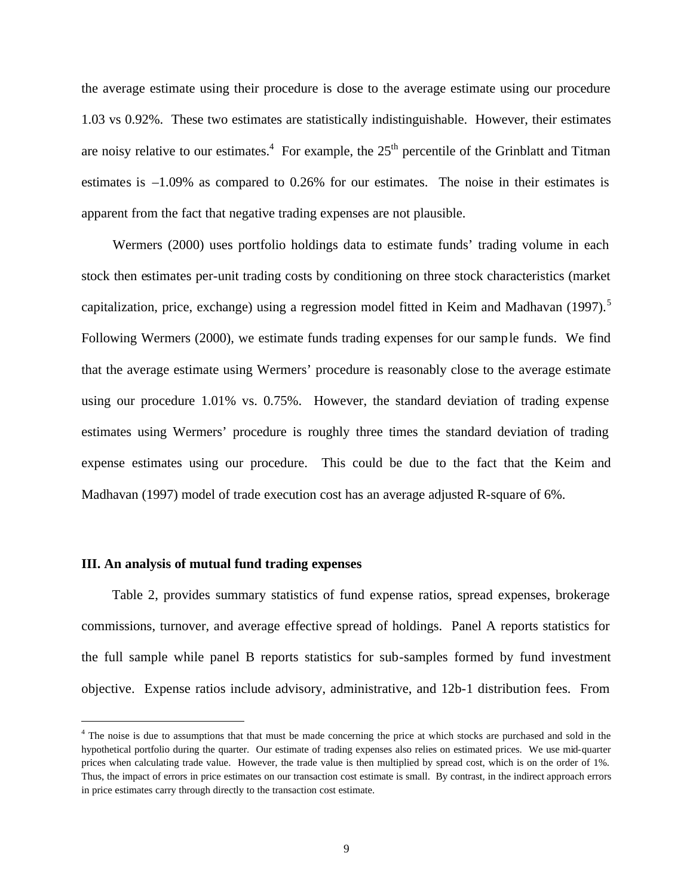the average estimate using their procedure is close to the average estimate using our procedure 1.03 vs 0.92%. These two estimates are statistically indistinguishable. However, their estimates are noisy relative to our estimates.[4] For example, the 25th percentile of the Grinblatt and Titman estimates is –1.09% as compared to 0.26% for our estimates. The noise in their estimates is apparent from the fact that negative trading expenses are not plausible.

Wermers (2000) uses portfolio holdings data to estimate funds' trading volume in each stock then estimates per-unit trading costs by conditioning on three stock characteristics (market capitalization, price, exchange) using a regression model fitted in Keim and Madhavan (1997).[5] Following Wermers (2000), we estimate funds trading expenses for our sample funds. We find that the average estimate using Wermers' procedure is reasonably close to the average estimate using our procedure 1.01% vs. 0.75%. However, the standard deviation of trading expense estimates using Wermers' procedure is roughly three times the standard deviation of trading expense estimates using our procedure. This could be due to the fact that the Keim and Madhavan (1997) model of trade execution cost has an average adjusted R-square of 6%.

## III. An analysis of mutual fund trading expenses

Table 2, provides summary statistics of fund expense ratios, spread expenses, brokerage commissions, turnover, and average effective spread of holdings. Panel A reports statistics for the full sample while panel B reports statistics for sub-samples formed by fund investment objective. Expense ratios include advisory, administrative, and 12b-1 distribution fees. From

---

[4] The noise is due to assumptions that that must be made concerning the price at which stocks are purchased and sold in the hypothetical portfolio during the quarter. Our estimate of trading expenses also relies on estimated prices. We use mid-quarter prices when calculating trade value. However, the trade value is then multiplied by spread cost, which is on the order of 1%. Thus, the impact of errors in price estimates on our transaction cost estimate is small. By contrast, in the indirect approach errors in price estimates carry through directly to the transaction cost estimate.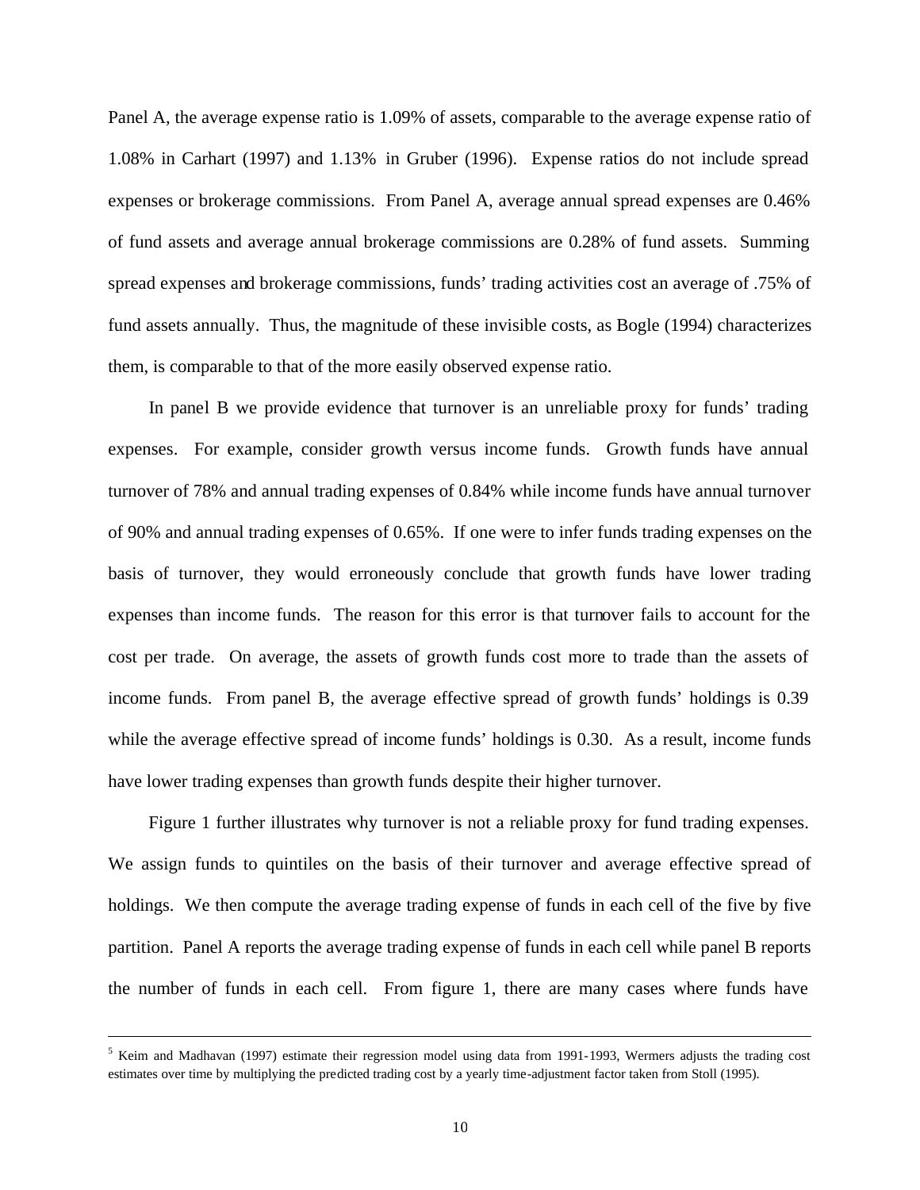Panel A, the average expense ratio is 1.09% of assets, comparable to the average expense ratio of 1.08% in Carhart (1997) and 1.13% in Gruber (1996). Expense ratios do not include spread expenses or brokerage commissions. From Panel A, average annual spread expenses are 0.46% of fund assets and average annual brokerage commissions are 0.28% of fund assets. Summing spread expenses and brokerage commissions, funds' trading activities cost an average of .75% of fund assets annually. Thus, the magnitude of these invisible costs, as Bogle (1994) characterizes them, is comparable to that of the more easily observed expense ratio.

In panel B we provide evidence that turnover is an unreliable proxy for funds' trading expenses. For example, consider growth versus income funds. Growth funds have annual turnover of 78% and annual trading expenses of 0.84% while income funds have annual turnover of 90% and annual trading expenses of 0.65%. If one were to infer funds trading expenses on the basis of turnover, they would erroneously conclude that growth funds have lower trading expenses than income funds. The reason for this error is that turnover fails to account for the cost per trade. On average, the assets of growth funds cost more to trade than the assets of income funds. From panel B, the average effective spread of growth funds' holdings is 0.39 while the average effective spread of income funds' holdings is 0.30. As a result, income funds have lower trading expenses than growth funds despite their higher turnover.

Figure 1 further illustrates why turnover is not a reliable proxy for fund trading expenses. We assign funds to quintiles on the basis of their turnover and average effective spread of holdings. We then compute the average trading expense of funds in each cell of the five by five partition. Panel A reports the average trading expense of funds in each cell while panel B reports the number of funds in each cell. From figure 1, there are many cases where funds have

---

[5] Keim and Madhavan (1997) estimate their regression model using data from 1991-1993, Wermers adjusts the trading cost estimates over time by multiplying the predicted trading cost by a yearly time-adjustment factor taken from Stoll (1995).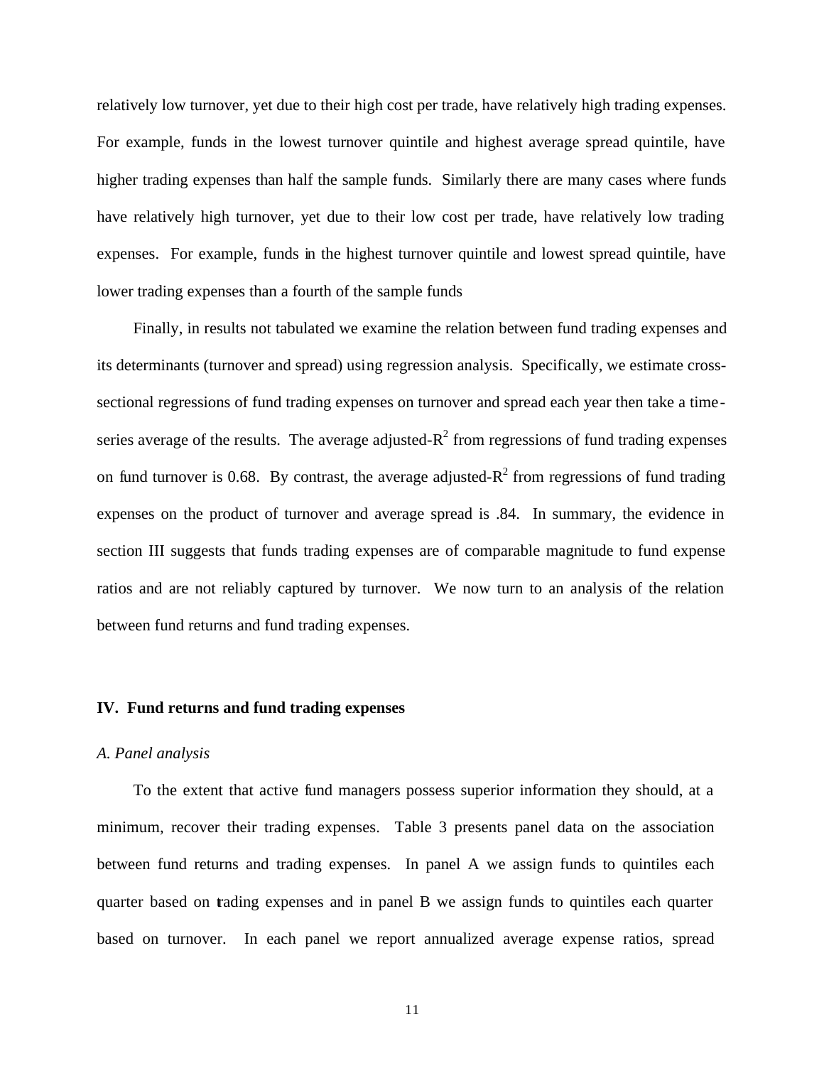relatively low turnover, yet due to their high cost per trade, have relatively high trading expenses. For example, funds in the lowest turnover quintile and highest average spread quintile, have higher trading expenses than half the sample funds. Similarly there are many cases where funds have relatively high turnover, yet due to their low cost per trade, have relatively low trading expenses. For example, funds in the highest turnover quintile and lowest spread quintile, have lower trading expenses than a fourth of the sample funds

Finally, in results not tabulated we examine the relation between fund trading expenses and its determinants (turnover and spread) using regression analysis. Specifically, we estimate cross-sectional regressions of fund trading expenses on turnover and spread each year then take a time-series average of the results. The average adjusted-$R^2$ from regressions of fund trading expenses on fund turnover is 0.68. By contrast, the average adjusted-$R^2$ from regressions of fund trading expenses on the product of turnover and average spread is .84. In summary, the evidence in section III suggests that funds trading expenses are of comparable magnitude to fund expense ratios and are not reliably captured by turnover. We now turn to an analysis of the relation between fund returns and fund trading expenses.

## IV. Fund returns and fund trading expenses

### *A. Panel analysis*

To the extent that active fund managers possess superior information they should, at a minimum, recover their trading expenses. Table 3 presents panel data on the association between fund returns and trading expenses. In panel A we assign funds to quintiles each quarter based on trading expenses and in panel B we assign funds to quintiles each quarter based on turnover. In each panel we report annualized average expense ratios, spread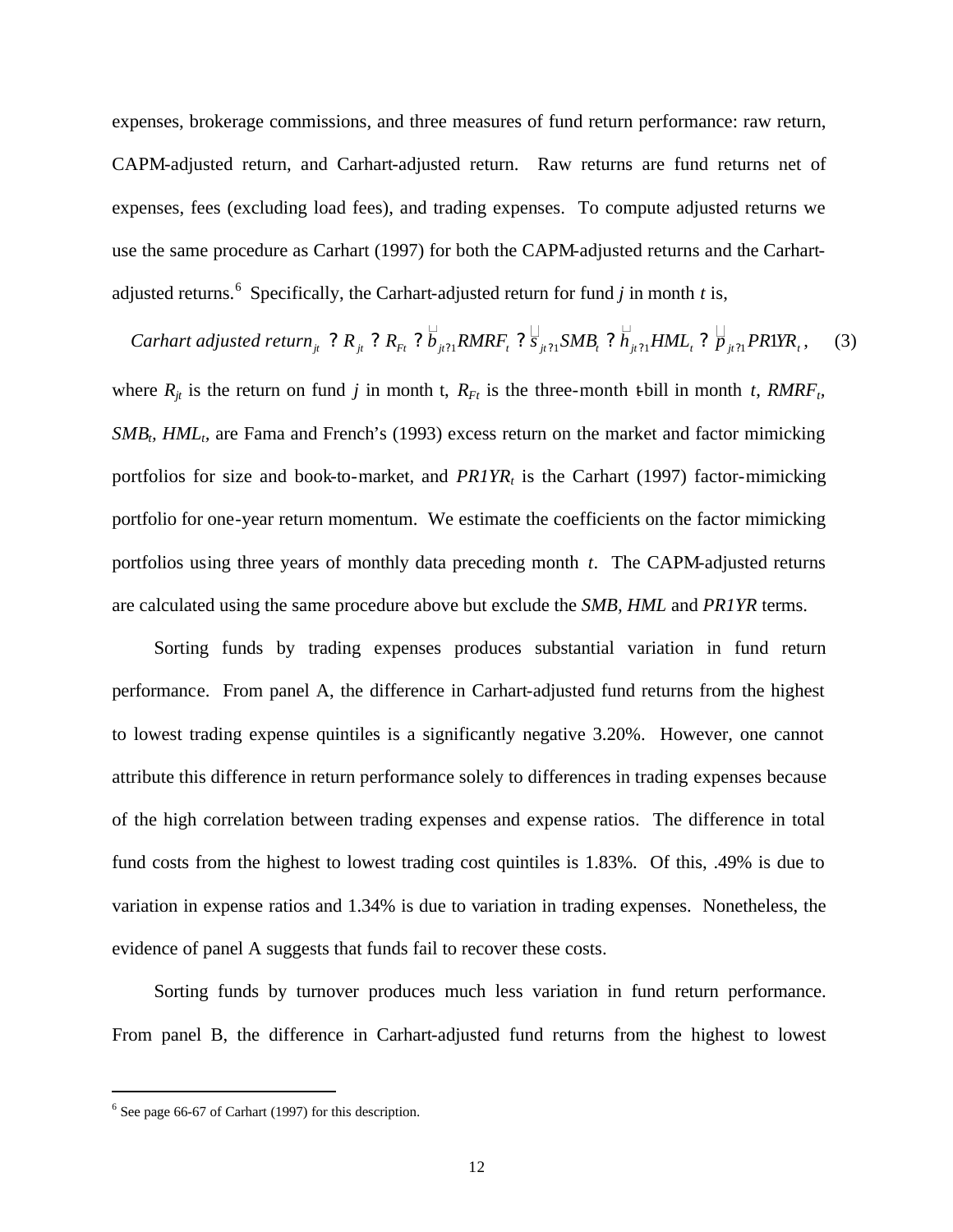expenses, brokerage commissions, and three measures of fund return performance: raw return, CAPM-adjusted return, and Carhart-adjusted return. Raw returns are fund returns net of expenses, fees (excluding load fees), and trading expenses. To compute adjusted returns we use the same procedure as Carhart (1997) for both the CAPM-adjusted returns and the Carhart-adjusted returns.[6] Specifically, the Carhart-adjusted return for fund $j$ in month $t$ is,

$$Carhart\ adjusted\ return_{jt} = R_{jt} - R_{Ft} - \hat{b}_{jt-1}RMRF_t - \hat{s}_{jt-1}SMB_t - \hat{h}_{jt-1}HML_t - \hat{p}_{jt-1}PR1YR_t, \quad (3)$$

where $R_{jt}$ is the return on fund $j$ in month t, $R_{Ft}$ is the three-month t-bill in month $t$, $RMRF_t$, $SMB_t$, $HML_t$, are Fama and French's (1993) excess return on the market and factor mimicking portfolios for size and book-to-market, and $PR1YR_t$ is the Carhart (1997) factor-mimicking portfolio for one-year return momentum. We estimate the coefficients on the factor mimicking portfolios using three years of monthly data preceding month $t$. The CAPM-adjusted returns are calculated using the same procedure above but exclude the *SMB, HML* and *PR1YR* terms.

Sorting funds by trading expenses produces substantial variation in fund return performance. From panel A, the difference in Carhart-adjusted fund returns from the highest to lowest trading expense quintiles is a significantly negative 3.20%. However, one cannot attribute this difference in return performance solely to differences in trading expenses because of the high correlation between trading expenses and expense ratios. The difference in total fund costs from the highest to lowest trading cost quintiles is 1.83%. Of this, .49% is due to variation in expense ratios and 1.34% is due to variation in trading expenses. Nonetheless, the evidence of panel A suggests that funds fail to recover these costs.

Sorting funds by turnover produces much less variation in fund return performance. From panel B, the difference in Carhart-adjusted fund returns from the highest to lowest

[6] See page 66-67 of Carhart (1997) for this description.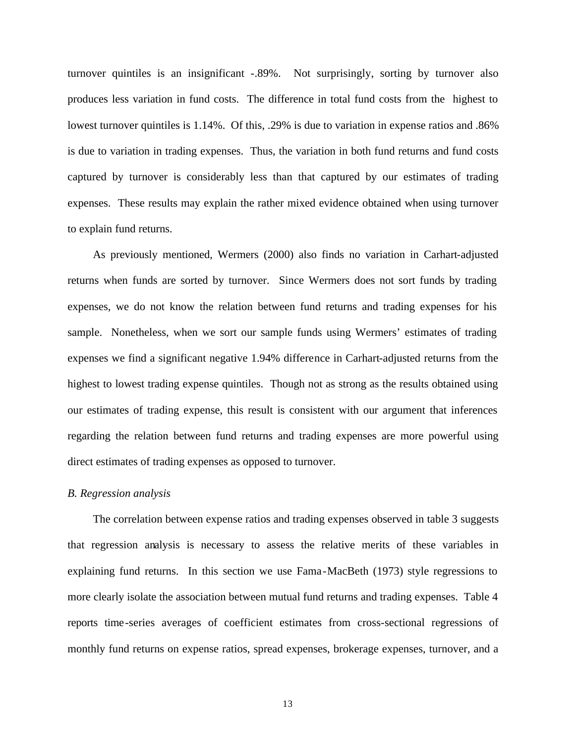turnover quintiles is an insignificant -.89%. Not surprisingly, sorting by turnover also produces less variation in fund costs. The difference in total fund costs from the highest to lowest turnover quintiles is 1.14%. Of this, .29% is due to variation in expense ratios and .86% is due to variation in trading expenses. Thus, the variation in both fund returns and fund costs captured by turnover is considerably less than that captured by our estimates of trading expenses. These results may explain the rather mixed evidence obtained when using turnover to explain fund returns.

As previously mentioned, Wermers (2000) also finds no variation in Carhart-adjusted returns when funds are sorted by turnover. Since Wermers does not sort funds by trading expenses, we do not know the relation between fund returns and trading expenses for his sample. Nonetheless, when we sort our sample funds using Wermers' estimates of trading expenses we find a significant negative 1.94% difference in Carhart-adjusted returns from the highest to lowest trading expense quintiles. Though not as strong as the results obtained using our estimates of trading expense, this result is consistent with our argument that inferences regarding the relation between fund returns and trading expenses are more powerful using direct estimates of trading expenses as opposed to turnover.

### *B. Regression analysis*

The correlation between expense ratios and trading expenses observed in table 3 suggests that regression analysis is necessary to assess the relative merits of these variables in explaining fund returns. In this section we use Fama-MacBeth (1973) style regressions to more clearly isolate the association between mutual fund returns and trading expenses. Table 4 reports time-series averages of coefficient estimates from cross-sectional regressions of monthly fund returns on expense ratios, spread expenses, brokerage expenses, turnover, and a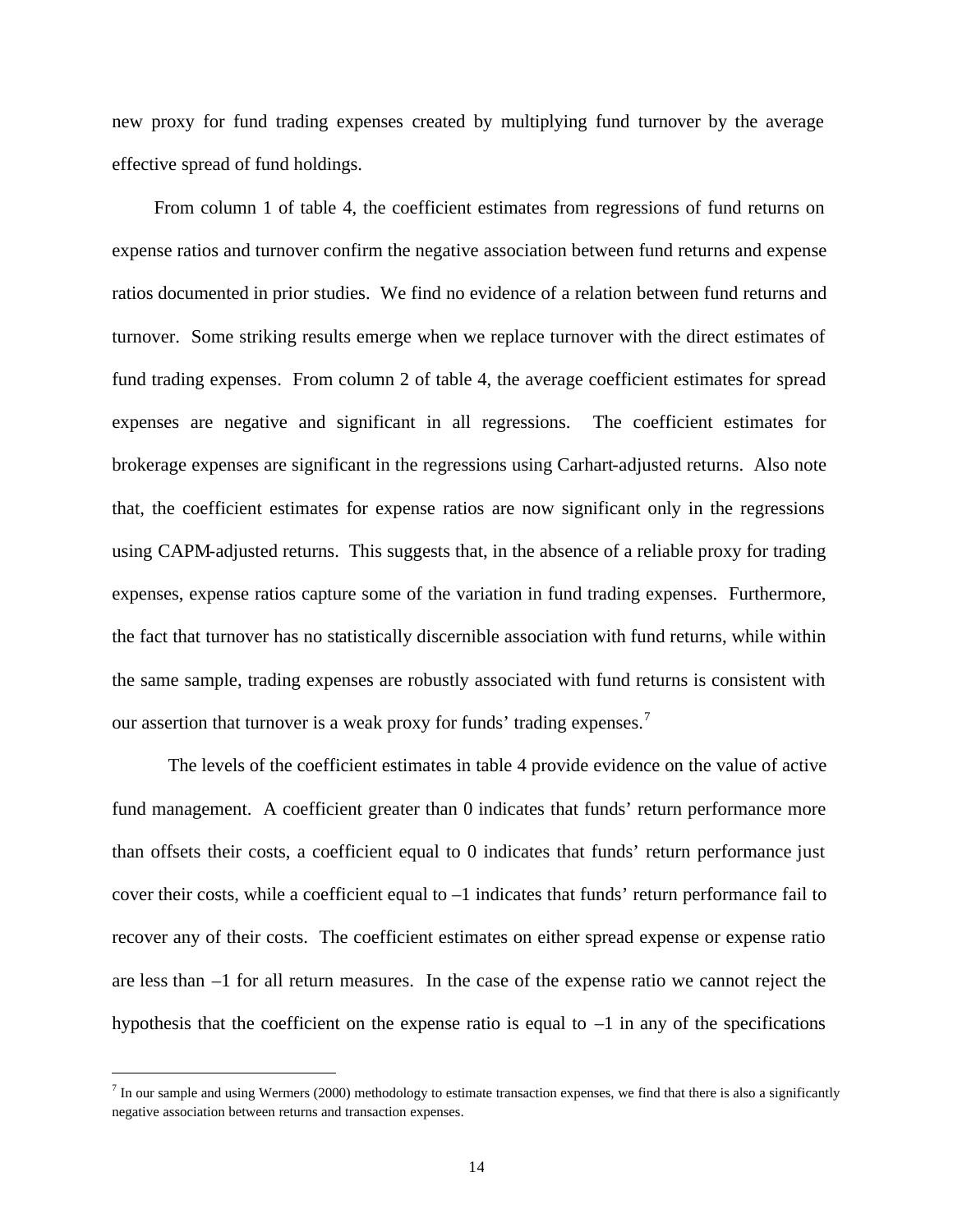new proxy for fund trading expenses created by multiplying fund turnover by the average effective spread of fund holdings.

From column 1 of table 4, the coefficient estimates from regressions of fund returns on expense ratios and turnover confirm the negative association between fund returns and expense ratios documented in prior studies. We find no evidence of a relation between fund returns and turnover. Some striking results emerge when we replace turnover with the direct estimates of fund trading expenses. From column 2 of table 4, the average coefficient estimates for spread expenses are negative and significant in all regressions. The coefficient estimates for brokerage expenses are significant in the regressions using Carhart-adjusted returns. Also note that, the coefficient estimates for expense ratios are now significant only in the regressions using CAPM-adjusted returns. This suggests that, in the absence of a reliable proxy for trading expenses, expense ratios capture some of the variation in fund trading expenses. Furthermore, the fact that turnover has no statistically discernible association with fund returns, while within the same sample, trading expenses are robustly associated with fund returns is consistent with our assertion that turnover is a weak proxy for funds' trading expenses.[7]

The levels of the coefficient estimates in table 4 provide evidence on the value of active fund management. A coefficient greater than 0 indicates that funds' return performance more than offsets their costs, a coefficient equal to 0 indicates that funds' return performance just cover their costs, while a coefficient equal to –1 indicates that funds' return performance fail to recover any of their costs. The coefficient estimates on either spread expense or expense ratio are less than –1 for all return measures. In the case of the expense ratio we cannot reject the hypothesis that the coefficient on the expense ratio is equal to –1 in any of the specifications

[7] In our sample and using Wermers (2000) methodology to estimate transaction expenses, we find that there is also a significantly negative association between returns and transaction expenses.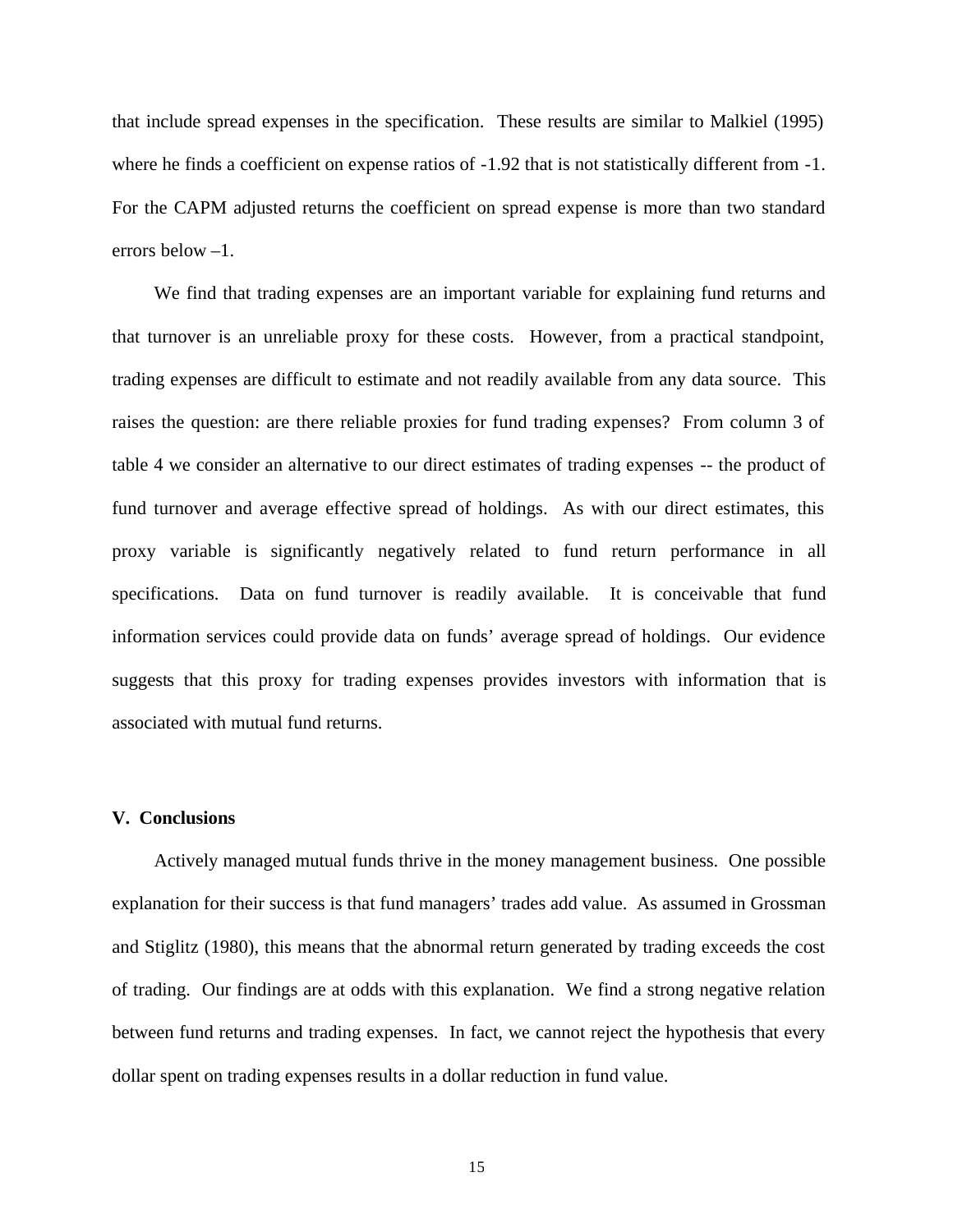that include spread expenses in the specification. These results are similar to Malkiel (1995) where he finds a coefficient on expense ratios of -1.92 that is not statistically different from -1. For the CAPM adjusted returns the coefficient on spread expense is more than two standard errors below –1.

We find that trading expenses are an important variable for explaining fund returns and that turnover is an unreliable proxy for these costs. However, from a practical standpoint, trading expenses are difficult to estimate and not readily available from any data source. This raises the question: are there reliable proxies for fund trading expenses? From column 3 of table 4 we consider an alternative to our direct estimates of trading expenses -- the product of fund turnover and average effective spread of holdings. As with our direct estimates, this proxy variable is significantly negatively related to fund return performance in all specifications. Data on fund turnover is readily available. It is conceivable that fund information services could provide data on funds' average spread of holdings. Our evidence suggests that this proxy for trading expenses provides investors with information that is associated with mutual fund returns.

## V. Conclusions

Actively managed mutual funds thrive in the money management business. One possible explanation for their success is that fund managers' trades add value. As assumed in Grossman and Stiglitz (1980), this means that the abnormal return generated by trading exceeds the cost of trading. Our findings are at odds with this explanation. We find a strong negative relation between fund returns and trading expenses. In fact, we cannot reject the hypothesis that every dollar spent on trading expenses results in a dollar reduction in fund value.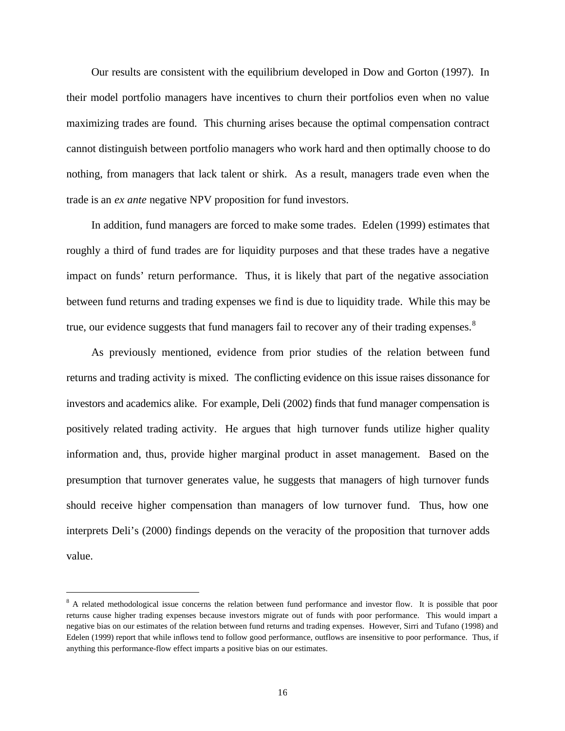Our results are consistent with the equilibrium developed in Dow and Gorton (1997). In their model portfolio managers have incentives to churn their portfolios even when no value maximizing trades are found. This churning arises because the optimal compensation contract cannot distinguish between portfolio managers who work hard and then optimally choose to do nothing, from managers that lack talent or shirk. As a result, managers trade even when the trade is an *ex ante* negative NPV proposition for fund investors.

In addition, fund managers are forced to make some trades. Edelen (1999) estimates that roughly a third of fund trades are for liquidity purposes and that these trades have a negative impact on funds' return performance. Thus, it is likely that part of the negative association between fund returns and trading expenses we find is due to liquidity trade. While this may be true, our evidence suggests that fund managers fail to recover any of their trading expenses.[8]

As previously mentioned, evidence from prior studies of the relation between fund returns and trading activity is mixed. The conflicting evidence on this issue raises dissonance for investors and academics alike. For example, Deli (2002) finds that fund manager compensation is positively related trading activity. He argues that high turnover funds utilize higher quality information and, thus, provide higher marginal product in asset management. Based on the presumption that turnover generates value, he suggests that managers of high turnover funds should receive higher compensation than managers of low turnover fund. Thus, how one interprets Deli's (2000) findings depends on the veracity of the proposition that turnover adds value.

[8] A related methodological issue concerns the relation between fund performance and investor flow. It is possible that poor returns cause higher trading expenses because investors migrate out of funds with poor performance. This would impart a negative bias on our estimates of the relation between fund returns and trading expenses. However, Sirri and Tufano (1998) and Edelen (1999) report that while inflows tend to follow good performance, outflows are insensitive to poor performance. Thus, if anything this performance-flow effect imparts a positive bias on our estimates.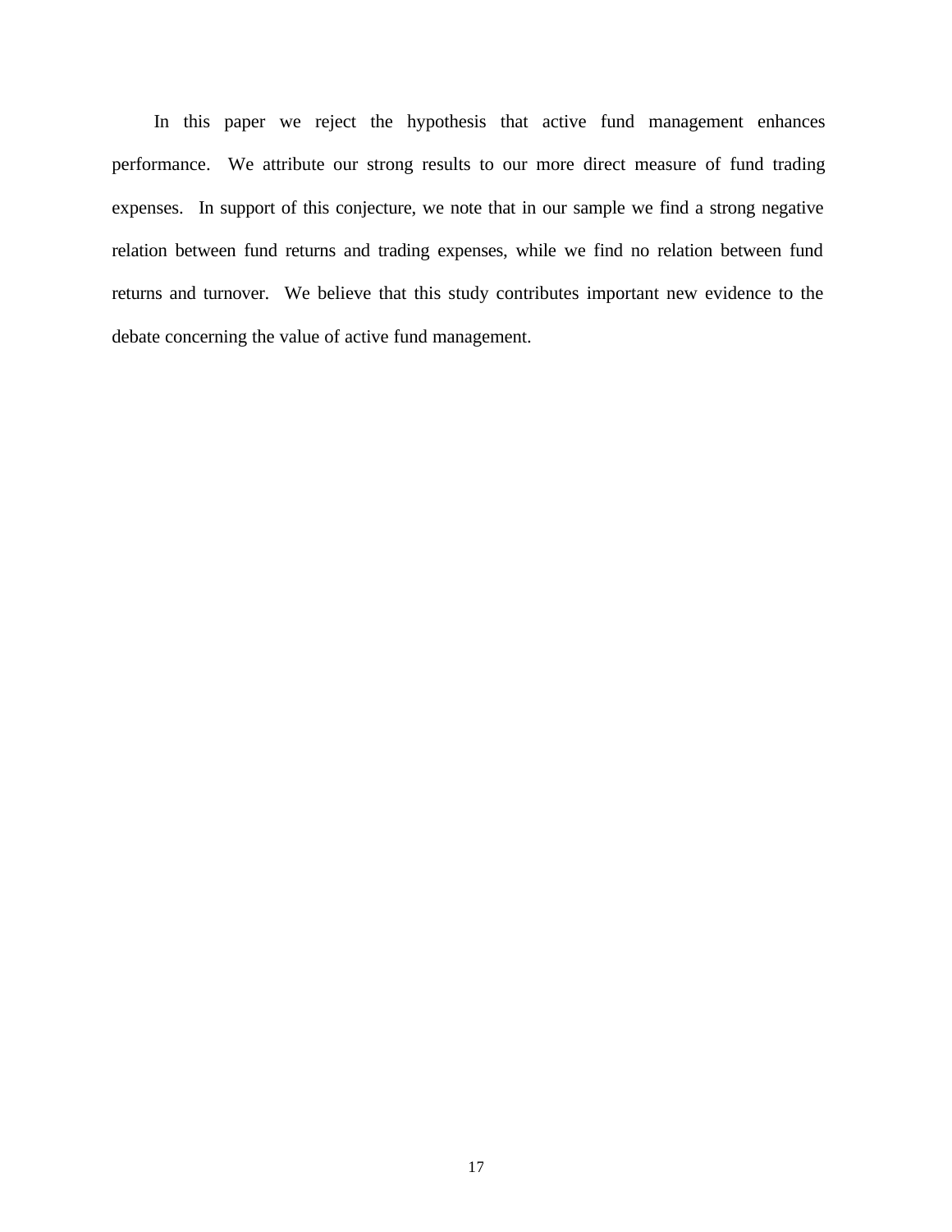In this paper we reject the hypothesis that active fund management enhances performance. We attribute our strong results to our more direct measure of fund trading expenses. In support of this conjecture, we note that in our sample we find a strong negative relation between fund returns and trading expenses, while we find no relation between fund returns and turnover. We believe that this study contributes important new evidence to the debate concerning the value of active fund management.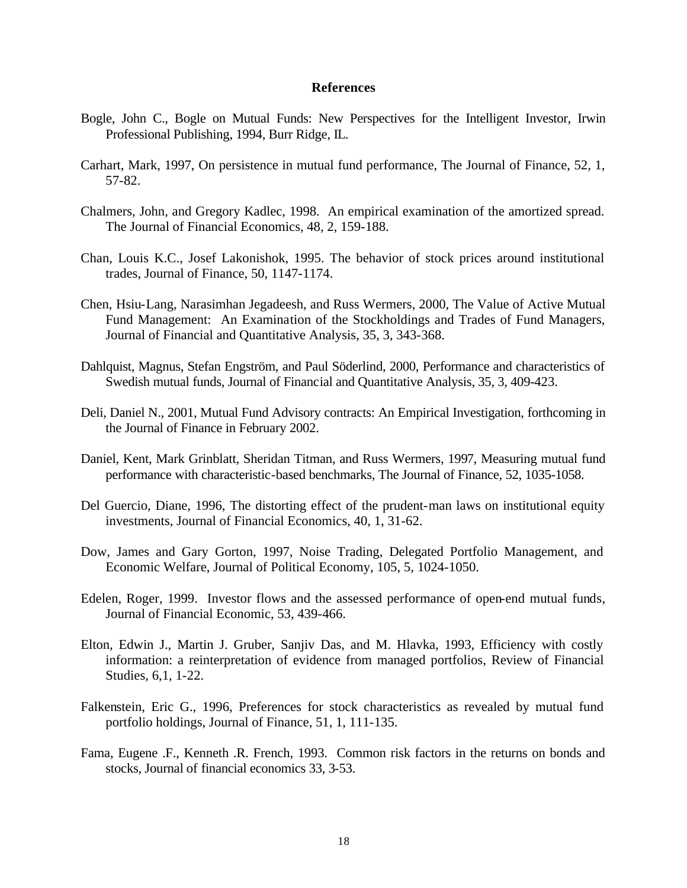# References

Bogle, John C., Bogle on Mutual Funds: New Perspectives for the Intelligent Investor, Irwin Professional Publishing, 1994, Burr Ridge, IL.

Carhart, Mark, 1997, On persistence in mutual fund performance, The Journal of Finance, 52, 1, 57-82.

Chalmers, John, and Gregory Kadlec, 1998. An empirical examination of the amortized spread. The Journal of Financial Economics, 48, 2, 159-188.

Chan, Louis K.C., Josef Lakonishok, 1995. The behavior of stock prices around institutional trades, Journal of Finance, 50, 1147-1174.

Chen, Hsiu-Lang, Narasimhan Jegadeesh, and Russ Wermers, 2000, The Value of Active Mutual Fund Management: An Examination of the Stockholdings and Trades of Fund Managers, Journal of Financial and Quantitative Analysis, 35, 3, 343-368.

Dahlquist, Magnus, Stefan Engström, and Paul Söderlind, 2000, Performance and characteristics of Swedish mutual funds, Journal of Financial and Quantitative Analysis, 35, 3, 409-423.

Deli, Daniel N., 2001, Mutual Fund Advisory contracts: An Empirical Investigation, forthcoming in the Journal of Finance in February 2002.

Daniel, Kent, Mark Grinblatt, Sheridan Titman, and Russ Wermers, 1997, Measuring mutual fund performance with characteristic-based benchmarks, The Journal of Finance, 52, 1035-1058.

Del Guercio, Diane, 1996, The distorting effect of the prudent-man laws on institutional equity investments, Journal of Financial Economics, 40, 1, 31-62.

Dow, James and Gary Gorton, 1997, Noise Trading, Delegated Portfolio Management, and Economic Welfare, Journal of Political Economy, 105, 5, 1024-1050.

Edelen, Roger, 1999. Investor flows and the assessed performance of open-end mutual funds, Journal of Financial Economic, 53, 439-466.

Elton, Edwin J., Martin J. Gruber, Sanjiv Das, and M. Hlavka, 1993, Efficiency with costly information: a reinterpretation of evidence from managed portfolios, Review of Financial Studies, 6,1, 1-22.

Falkenstein, Eric G., 1996, Preferences for stock characteristics as revealed by mutual fund portfolio holdings, Journal of Finance, 51, 1, 111-135.

Fama, Eugene .F., Kenneth .R. French, 1993. Common risk factors in the returns on bonds and stocks, Journal of financial economics 33, 3-53.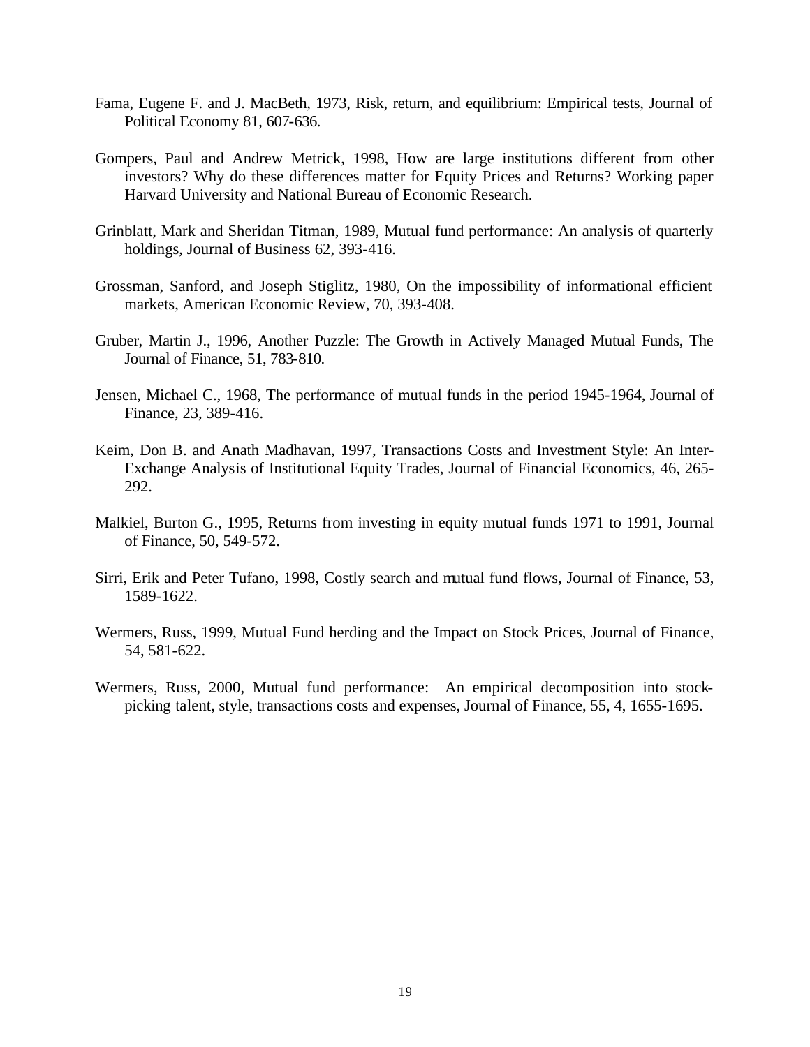Fama, Eugene F. and J. MacBeth, 1973, Risk, return, and equilibrium: Empirical tests, Journal of Political Economy 81, 607-636.

Gompers, Paul and Andrew Metrick, 1998, How are large institutions different from other investors? Why do these differences matter for Equity Prices and Returns? Working paper Harvard University and National Bureau of Economic Research.

Grinblatt, Mark and Sheridan Titman, 1989, Mutual fund performance: An analysis of quarterly holdings, Journal of Business 62, 393-416.

Grossman, Sanford, and Joseph Stiglitz, 1980, On the impossibility of informational efficient markets, American Economic Review, 70, 393-408.

Gruber, Martin J., 1996, Another Puzzle: The Growth in Actively Managed Mutual Funds, The Journal of Finance, 51, 783-810.

Jensen, Michael C., 1968, The performance of mutual funds in the period 1945-1964, Journal of Finance, 23, 389-416.

Keim, Don B. and Anath Madhavan, 1997, Transactions Costs and Investment Style: An Inter-Exchange Analysis of Institutional Equity Trades, Journal of Financial Economics, 46, 265-292.

Malkiel, Burton G., 1995, Returns from investing in equity mutual funds 1971 to 1991, Journal of Finance, 50, 549-572.

Sirri, Erik and Peter Tufano, 1998, Costly search and mutual fund flows, Journal of Finance, 53, 1589-1622.

Wermers, Russ, 1999, Mutual Fund herding and the Impact on Stock Prices, Journal of Finance, 54, 581-622.

Wermers, Russ, 2000, Mutual fund performance: An empirical decomposition into stock-picking talent, style, transactions costs and expenses, Journal of Finance, 55, 4, 1655-1695.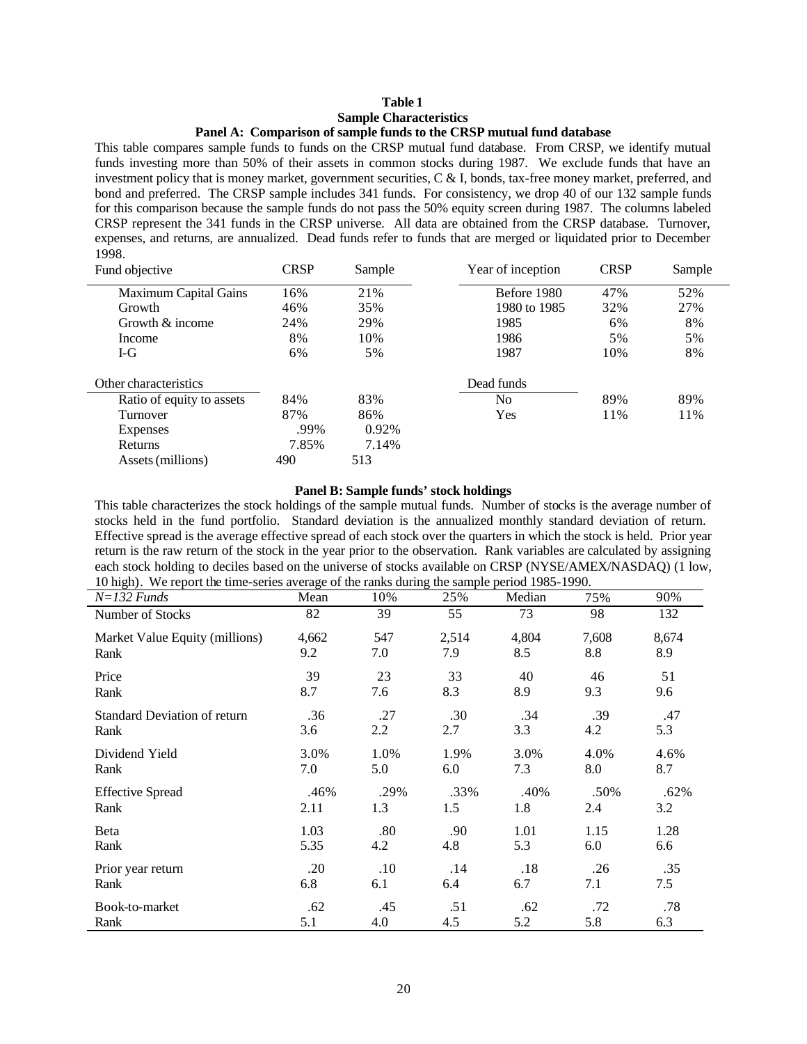**Table 1**
**Sample Characteristics**
**Panel A: Comparison of sample funds to the CRSP mutual fund database**

This table compares sample funds to funds on the CRSP mutual fund database. From CRSP, we identify mutual funds investing more than 50% of their assets in common stocks during 1987. We exclude funds that have an investment policy that is money market, government securities, C & I, bonds, tax-free money market, preferred, and bond and preferred. The CRSP sample includes 341 funds. For consistency, we drop 40 of our 132 sample funds for this comparison because the sample funds do not pass the 50% equity screen during 1987. The columns labeled CRSP represent the 341 funds in the CRSP universe. All data are obtained from the CRSP database. Turnover, expenses, and returns, are annualized. Dead funds refer to funds that are merged or liquidated prior to December 1998.

| Fund objective | CRSP | Sample | Year of inception | CRSP | Sample |
|---|---|---|---|---|---|
| Maximum Capital Gains | 16% | 21% | Before 1980 | 47% | 52% |
| Growth | 46% | 35% | 1980 to 1985 | 32% | 27% |
| Growth & income | 24% | 29% | 1985 | 6% | 8% |
| Income | 8% | 10% | 1986 | 5% | 5% |
| I-G | 6% | 5% | 1987 | 10% | 8% |
| **Other characteristics** | | | **Dead funds** | | |
| Ratio of equity to assets | 84% | 83% | No | 89% | 89% |
| Turnover | 87% | 86% | Yes | 11% | 11% |
| Expenses | .99% | 0.92% | | | |
| Returns | 7.85% | 7.14% | | | |
| Assets (millions) | 490 | 513 | | | |

**Panel B: Sample funds' stock holdings**

This table characterizes the stock holdings of the sample mutual funds. Number of stocks is the average number of stocks held in the fund portfolio. Standard deviation is the annualized monthly standard deviation of return. Effective spread is the average effective spread of each stock over the quarters in which the stock is held. Prior year return is the raw return of the stock in the year prior to the observation. Rank variables are calculated by assigning each stock holding to deciles based on the universe of stocks available on CRSP (NYSE/AMEX/NASDAQ) (1 low, 10 high). We report the time-series average of the ranks during the sample period 1985-1990.

| *N=132 Funds* | Mean | 10% | 25% | Median | 75% | 90% |
|---|---|---|---|---|---|---|
| Number of Stocks | 82 | 39 | 55 | 73 | 98 | 132 |
| Market Value Equity (millions) | 4,662 | 547 | 2,514 | 4,804 | 7,608 | 8,674 |
| Rank | 9.2 | 7.0 | 7.9 | 8.5 | 8.8 | 8.9 |
| Price | 39 | 23 | 33 | 40 | 46 | 51 |
| Rank | 8.7 | 7.6 | 8.3 | 8.9 | 9.3 | 9.6 |
| Standard Deviation of return | .36 | .27 | .30 | .34 | .39 | .47 |
| Rank | 3.6 | 2.2 | 2.7 | 3.3 | 4.2 | 5.3 |
| Dividend Yield | 3.0% | 1.0% | 1.9% | 3.0% | 4.0% | 4.6% |
| Rank | 7.0 | 5.0 | 6.0 | 7.3 | 8.0 | 8.7 |
| Effective Spread | .46% | .29% | .33% | .40% | .50% | .62% |
| Rank | 2.11 | 1.3 | 1.5 | 1.8 | 2.4 | 3.2 |
| Beta | 1.03 | .80 | .90 | 1.01 | 1.15 | 1.28 |
| Rank | 5.35 | 4.2 | 4.8 | 5.3 | 6.0 | 6.6 |
| Prior year return | .20 | .10 | .14 | .18 | .26 | .35 |
| Rank | 6.8 | 6.1 | 6.4 | 6.7 | 7.1 | 7.5 |
| Book-to-market | .62 | .45 | .51 | .62 | .72 | .78 |
| Rank | 5.1 | 4.0 | 4.5 | 5.2 | 5.8 | 6.3 |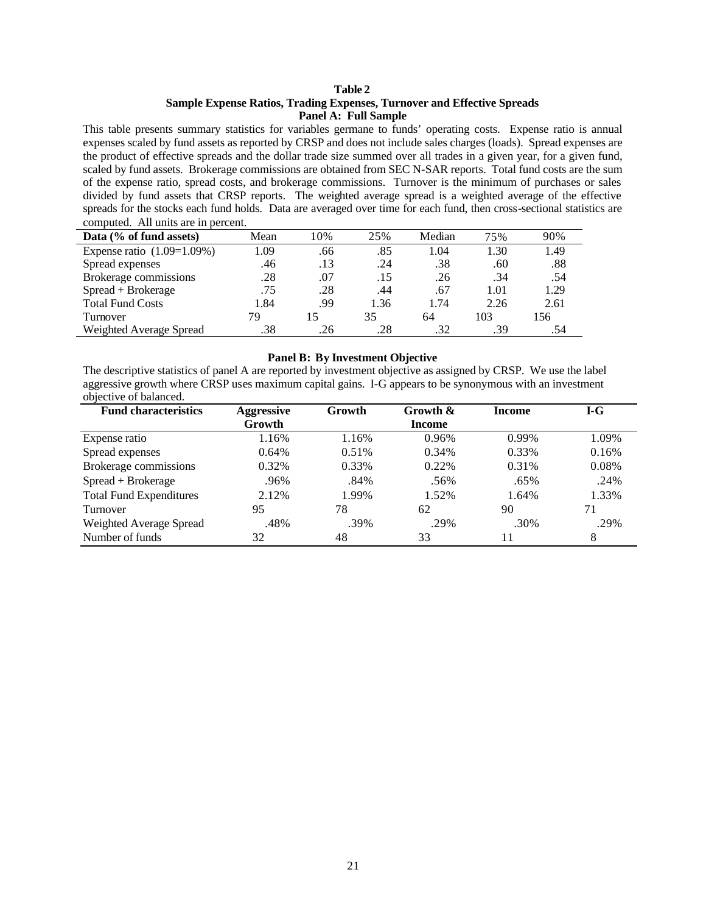**Table 2**
**Sample Expense Ratios, Trading Expenses, Turnover and Effective Spreads**
**Panel A: Full Sample**

This table presents summary statistics for variables germane to funds' operating costs. Expense ratio is annual expenses scaled by fund assets as reported by CRSP and does not include sales charges (loads). Spread expenses are the product of effective spreads and the dollar trade size summed over all trades in a given year, for a given fund, scaled by fund assets. Brokerage commissions are obtained from SEC N-SAR reports. Total fund costs are the sum of the expense ratio, spread costs, and brokerage commissions. Turnover is the minimum of purchases or sales divided by fund assets that CRSP reports. The weighted average spread is a weighted average of the effective spreads for the stocks each fund holds. Data are averaged over time for each fund, then cross-sectional statistics are computed. All units are in percent.

| Data (% of fund assets) | Mean | 10% | 25% | Median | 75% | 90% |
|---|---|---|---|---|---|---|
| Expense ratio (1.09=1.09%) | 1.09 | .66 | .85 | 1.04 | 1.30 | 1.49 |
| Spread expenses | .46 | .13 | .24 | .38 | .60 | .88 |
| Brokerage commissions | .28 | .07 | .15 | .26 | .34 | .54 |
| Spread + Brokerage | .75 | .28 | .44 | .67 | 1.01 | 1.29 |
| Total Fund Costs | 1.84 | .99 | 1.36 | 1.74 | 2.26 | 2.61 |
| Turnover | 79 | 15 | 35 | 64 | 103 | 156 |
| Weighted Average Spread | .38 | .26 | .28 | .32 | .39 | .54 |

**Panel B: By Investment Objective**

The descriptive statistics of panel A are reported by investment objective as assigned by CRSP. We use the label aggressive growth where CRSP uses maximum capital gains. I-G appears to be synonymous with an investment objective of balanced.

| Fund characteristics | Aggressive Growth | Growth | Growth & Income | Income | I-G |
|---|---|---|---|---|---|
| Expense ratio | 1.16% | 1.16% | 0.96% | 0.99% | 1.09% |
| Spread expenses | 0.64% | 0.51% | 0.34% | 0.33% | 0.16% |
| Brokerage commissions | 0.32% | 0.33% | 0.22% | 0.31% | 0.08% |
| Spread + Brokerage | .96% | .84% | .56% | .65% | .24% |
| Total Fund Expenditures | 2.12% | 1.99% | 1.52% | 1.64% | 1.33% |
| Turnover | 95 | 78 | 62 | 90 | 71 |
| Weighted Average Spread | .48% | .39% | .29% | .30% | .29% |
| Number of funds | 32 | 48 | 33 | 11 | 8 |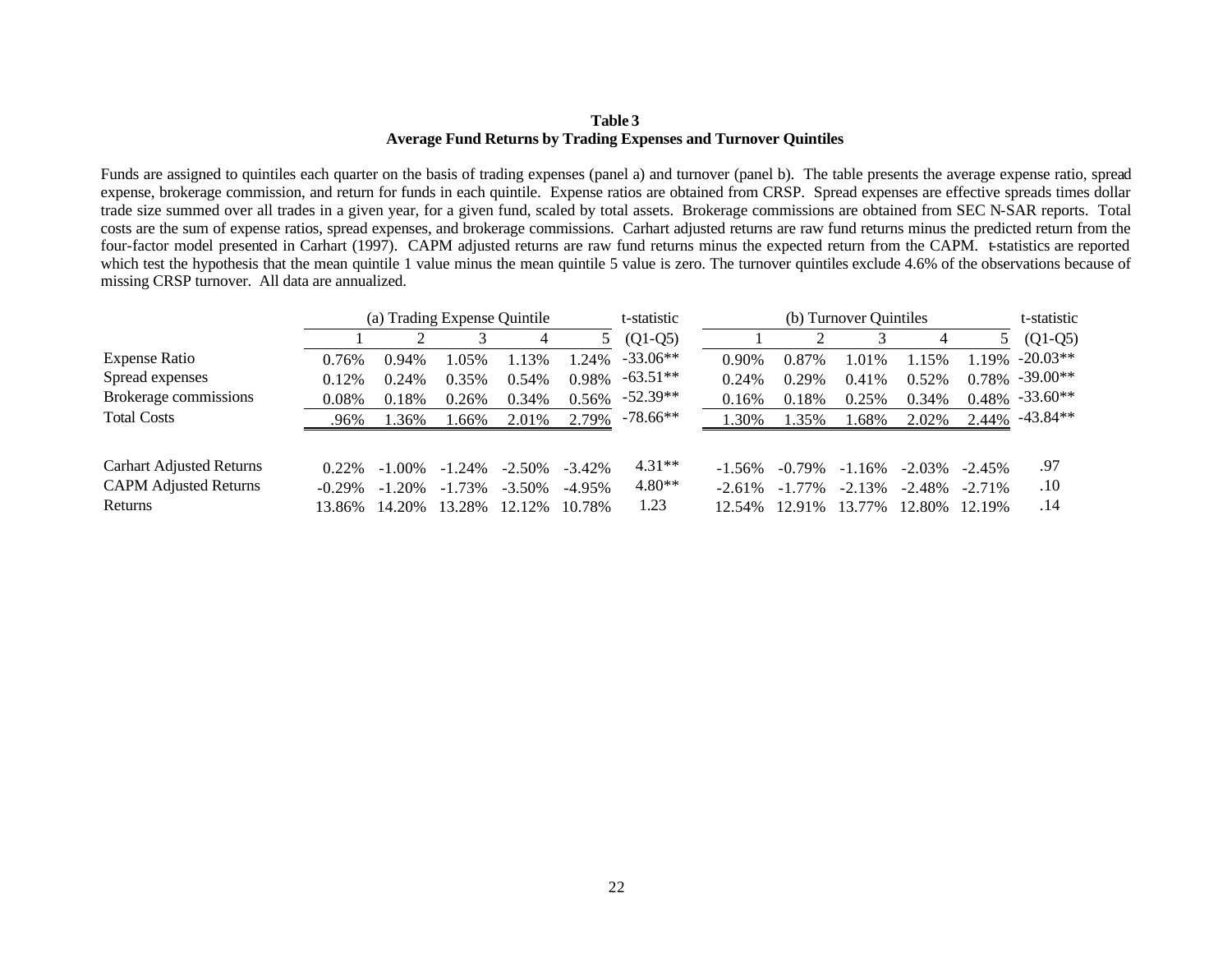**Table 3**
**Average Fund Returns by Trading Expenses and Turnover Quintiles**

Funds are assigned to quintiles each quarter on the basis of trading expenses (panel a) and turnover (panel b). The table presents the average expense ratio, spread expense, brokerage commission, and return for funds in each quintile. Expense ratios are obtained from CRSP. Spread expenses are effective spreads times dollar trade size summed over all trades in a given year, for a given fund, scaled by total assets. Brokerage commissions are obtained from SEC N-SAR reports. Total costs are the sum of expense ratios, spread expenses, and brokerage commissions. Carhart adjusted returns are raw fund returns minus the predicted return from the four-factor model presented in Carhart (1997). CAPM adjusted returns are raw fund returns minus the expected return from the CAPM. t-statistics are reported which test the hypothesis that the mean quintile 1 value minus the mean quintile 5 value is zero. The turnover quintiles exclude 4.6% of the observations because of missing CRSP turnover. All data are annualized.

| | (a) Trading Expense Quintile | | | | | t-statistic | (b) Turnover Quintiles | | | | | t-statistic |
|---|---|---|---|---|---|---|---|---|---|---|---|---|
| | 1 | 2 | 3 | 4 | 5 | (Q1-Q5) | 1 | 2 | 3 | 4 | 5 | (Q1-Q5) |
| Expense Ratio | 0.76% | 0.94% | 1.05% | 1.13% | 1.24% | -33.06** | 0.90% | 0.87% | 1.01% | 1.15% | 1.19% | -20.03** |
| Spread expenses | 0.12% | 0.24% | 0.35% | 0.54% | 0.98% | -63.51** | 0.24% | 0.29% | 0.41% | 0.52% | 0.78% | -39.00** |
| Brokerage commissions | 0.08% | 0.18% | 0.26% | 0.34% | 0.56% | -52.39** | 0.16% | 0.18% | 0.25% | 0.34% | 0.48% | -33.60** |
| Total Costs | .96% | 1.36% | 1.66% | 2.01% | 2.79% | -78.66** | 1.30% | 1.35% | 1.68% | 2.02% | 2.44% | -43.84** |
| | | | | | | | | | | | | |
| Carhart Adjusted Returns | 0.22% | -1.00% | -1.24% | -2.50% | -3.42% | 4.31** | -1.56% | -0.79% | -1.16% | -2.03% | -2.45% | .97 |
| CAPM Adjusted Returns | -0.29% | -1.20% | -1.73% | -3.50% | -4.95% | 4.80** | -2.61% | -1.77% | -2.13% | -2.48% | -2.71% | .10 |
| Returns | 13.86% | 14.20% | 13.28% | 12.12% | 10.78% | 1.23 | 12.54% | 12.91% | 13.77% | 12.80% | 12.19% | .14 |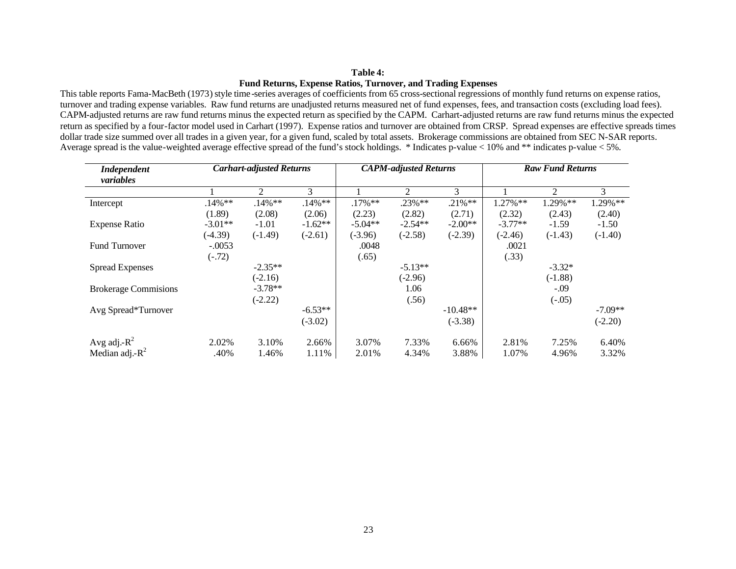**Table 4:**
**Fund Returns, Expense Ratios, Turnover, and Trading Expenses**

This table reports Fama-MacBeth (1973) style time-series averages of coefficients from 65 cross-sectional regressions of monthly fund returns on expense ratios, turnover and trading expense variables. Raw fund returns are unadjusted returns measured net of fund expenses, fees, and transaction costs (excluding load fees). CAPM-adjusted returns are raw fund returns minus the expected return as specified by the CAPM. Carhart-adjusted returns are raw fund returns minus the expected return as specified by a four-factor model used in Carhart (1997). Expense ratios and turnover are obtained from CRSP. Spread expenses are effective spreads times dollar trade size summed over all trades in a given year, for a given fund, scaled by total assets. Brokerage commissions are obtained from SEC N-SAR reports. Average spread is the value-weighted average effective spread of the fund's stock holdings. * Indicates p-value < 10% and ** indicates p-value < 5%.

| *Independent variables* | *Carhart-adjusted Returns* | | | *CAPM-adjusted Returns* | | | *Raw Fund Returns* | | |
|---|---|---|---|---|---|---|---|---|---|
| | 1 | 2 | 3 | 1 | 2 | 3 | 1 | 2 | 3 |
| Intercept | .14%** | .14%** | .14%** | .17%** | .23%** | .21%** | 1.27%** | 1.29%** | 1.29%** |
| | (1.89) | (2.08) | (2.06) | (2.23) | (2.82) | (2.71) | (2.32) | (2.43) | (2.40) |
| Expense Ratio | -3.01** | -1.01 | -1.62** | -5.04** | -2.54** | -2.00** | -3.77** | -1.59 | -1.50 |
| | (-4.39) | (-1.49) | (-2.61) | (-3.96) | (-2.58) | (-2.39) | (-2.46) | (-1.43) | (-1.40) |
| Fund Turnover | -.0053 | | | .0048 | | | .0021 | | |
| | (-.72) | | | (.65) | | | (.33) | | |
| Spread Expenses | | -2.35** | | | -5.13** | | | -3.32* | |
| | | (-2.16) | | | (-2.96) | | | (-1.88) | |
| Brokerage Commisions | | -3.78** | | | 1.06 | | | -.09 | |
| | | (-2.22) | | | (.56) | | | (-.05) | |
| Avg Spread*Turnover | | | -6.53** | | | -10.48** | | | -7.09** |
| | | | (-3.02) | | | (-3.38) | | | (-2.20) |
| Avg adj.-$R^2$ | 2.02% | 3.10% | 2.66% | 3.07% | 7.33% | 6.66% | 2.81% | 7.25% | 6.40% |
| Median adj.-$R^2$ | .40% | 1.46% | 1.11% | 2.01% | 4.34% | 3.88% | 1.07% | 4.96% | 3.32% |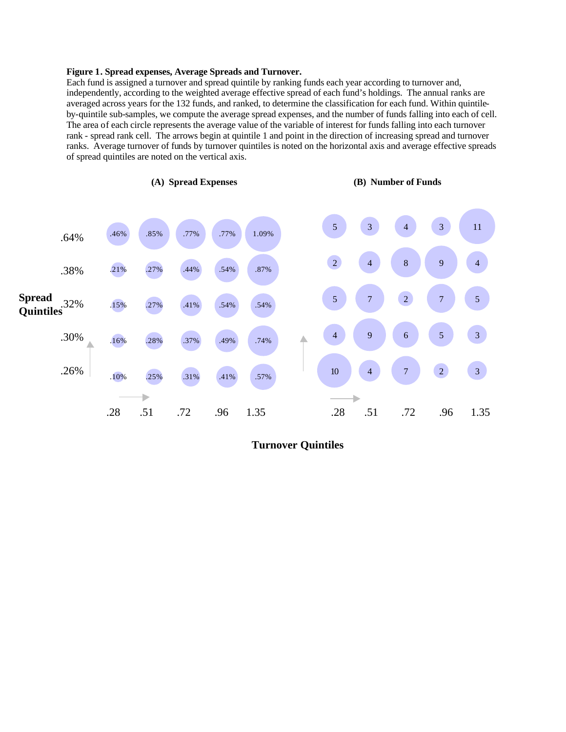**Figure 1. Spread expenses, Average Spreads and Turnover.**
Each fund is assigned a turnover and spread quintile by ranking funds each year according to turnover and, independently, according to the weighted average effective spread of each fund's holdings. The annual ranks are averaged across years for the 132 funds, and ranked, to determine the classification for each fund. Within quintile-by-quintile sub-samples, we compute the average spread expenses, and the number of funds falling into each of cell. The area of each circle represents the average value of the variable of interest for funds falling into each turnover rank - spread rank cell. The arrows begin at quintile 1 and point in the direction of increasing spread and turnover ranks. Average turnover of funds by turnover quintiles is noted on the horizontal axis and average effective spreads of spread quintiles are noted on the vertical axis.

**(A) Spread Expenses**

Spread Quintiles

.64% .46% .85% .77% .77% 1.09%

.38% .21% .27% .44% .54% .87%

.32% .15% .27% .41% .54% .54%

.30% .16% .28% .37% .49% .74%

.26% .10% .25% .31% .41% .57%

.28 .51 .72 .96 1.35

**(B) Number of Funds**

5 3 4 3 11

2 4 8 9 4

5 7 2 7 5

4 9 6 5 3

10 4 7 2 3

.28 .51 .72 .96 1.35

**Turnover Quintiles**